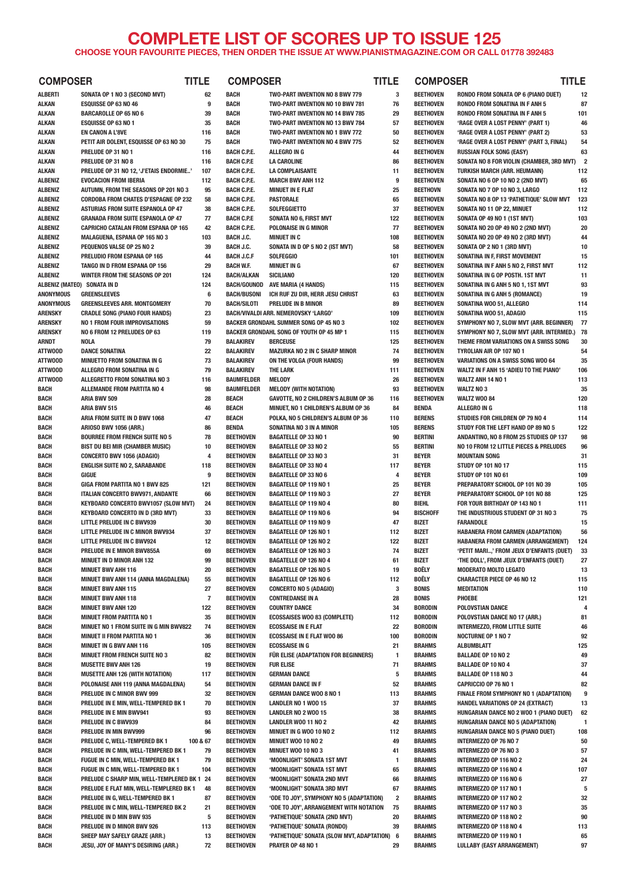# COMPLETE LIST OF SCORES UP TO ISSUE 125

## CHOOSE YOUR FAVOURITE PIECES, THEN ORDER THE ISSUE AT WWW.PIANISTMAGAZINE.COM OR CALL 01778 392483

| COMPOSER | TITLE | |
|---|---|---|
| ALBERTI | SONATA OP 1 NO 3 (SECOND MVT) | 62 |
| ALKAN | ESQUISSE OP 63 NO 46 | 9 |
| ALKAN | BARCAROLLE OP 65 NO 6 | 39 |
| ALKAN | ESQUISSE OP 63 NO 1 | 35 |
| ALKAN | EN CANON A L'8VE | 116 |
| ALKAN | PETIT AIR DOLENT, ESQUISSE OP 63 NO 30 | 75 |
| ALKAN | PRELUDE OP 31 NO 1 | 116 |
| ALKAN | PRELUDE OP 31 NO 8 | 116 |
| ALKAN | PRELUDE OP 31 NO 12, 'J'ETAIS ENDORMIE..' | 107 |
| ALBENIZ | EVOCACION FROM IBERIA | 112 |
| ALBENIZ | AUTUMN, FROM THE SEASONS OP 201 NO 3 | 95 |
| ALBENIZ | CORDOBA FROM CHATES D'ESPAGNE OP 232 | 58 |
| ALBENIZ | ASTURIAS FROM SUITE ESPANOLA OP 47 | 38 |
| ALBENIZ | GRANADA FROM SUITE ESPANOLA OP 47 | 77 |
| ALBENIZ | CAPRICHO CATALAN FROM ESPANA OP 165 | 42 |
| ALBENIZ | MALAGUENA, ESPANA OP 165 NO 3 | 103 |
| ALBENIZ | PEQUENOS VALSE OP 25 NO 2 | 39 |
| ALBENIZ | PRELUDIO FROM ESPANA OP 165 | 44 |
| ALBENIZ | TANGO IN D FROM ESPANA OP 156 | 29 |
| ALBENIZ | WINTER FROM THE SEASONS OP 201 | 124 |
| ALBENIZ (MATEO) | SONATA IN D | 124 |
| ANONYMOUS | GREENSLEEVES | 6 |
| ANONYMOUS | GREENSLEEVES ARR. MONTGOMERY | 70 |
| ARENSKY | CRADLE SONG (PIANO FOUR HANDS) | 23 |
| ARENSKY | NO 1 FROM FOUR IMPROVISATIONS | 59 |
| ARENSKY | NO 6 FROM 12 PRELUDES OP 63 | 119 |
| ARNDT | NOLA | 79 |
| ATTWOOD | DANCE SONATINA | 22 |
| ATTWOOD | MINUETTO FROM SONATINA IN G | 73 |
| ATTWOOD | ALLEGRO FROM SONATINA IN G | 79 |
| ATTWOOD | ALLEGRETTO FROM SONATINA NO 3 | 116 |
| BACH | ALLEMANDE FROM PARTITA NO 4 | 98 |
| BACH | ARIA BWV 509 | 28 |
| BACH | ARIA BWV 515 | 46 |
| BACH | ARIA FROM SUITE IN D BWV 1068 | 47 |
| BACH | ARIOSO BWV 1056 (ARR.) | 86 |
| BACH | BOURREE FROM FRENCH SUITE NO 5 | 78 |
| BACH | BIST DU BEI MIR (CHAMBER MUSIC) | 10 |
| BACH | CONCERTO BWV 1056 (ADAGIO) | 4 |
| BACH | ENGLISH SUITE NO 2, SARABANDE | 118 |
| BACH | GIGUE | 9 |
| BACH | GIGA FROM PARTITA NO 1 BWV 825 | 121 |
| BACH | ITALIAN CONCERTO BWV971, ANDANTE | 66 |
| BACH | KEYBOARD CONCERTO BWV1057 (SLOW MVT) | 24 |
| BACH | KEYBOARD CONCERTO IN D (3RD MVT) | 33 |
| BACH | LITTLE PRELUDE IN C BWV939 | 30 |
| BACH | LITTLE PRELUDE IN C MINOR BWV934 | 37 |
| BACH | LITTLE PRELUDE IN C BWV924 | 12 |
| BACH | PRELUDE IN E MINOR BWV855A | 69 |
| BACH | MINUET IN D MINOR ANH 132 | 99 |
| BACH | MINUET BWV ANH 116 | 20 |
| BACH | MINUET BWV ANH 114 (ANNA MAGDALENA) | 55 |
| BACH | MINUET BWV ANH 115 | 27 |
| BACH | MINUET BWV ANH 118 | 7 |
| BACH | MINUET BWV ANH 120 | 122 |
| BACH | MINUET FROM PARTITA NO 1 | 35 |
| BACH | MINUET NO 1 FROM SUITE IN G MIN BWV822 | 74 |
| BACH | MINUET II FROM PARTITA NO 1 | 36 |
| BACH | MINUET IN G BWV ANH 116 | 105 |
| BACH | MINUET FROM FRENCH SUITE NO 3 | 82 |
| BACH | MUSETTE BWV ANH 126 | 19 |
| BACH | MUSETTE ANH 126 (WITH NOTATION) | 117 |
| BACH | POLONAISE ANH 119 (ANNA MAGDALENA) | 54 |
| BACH | PRELUDE IN C MINOR BWV 999 | 32 |
| BACH | PRELUDE IN E MIN, WELL-TEMPERED BK 1 | 70 |
| BACH | PRELUDE IN E MIN BWV941 | 93 |
| BACH | PRELUDE IN C BWV939 | 84 |
| BACH | PRELUDE IN MIN BWV999 | 96 |
| BACH | PRELUDE C, WELL-TEMPERED BK 1 | 100 & 67 |
| BACH | PRELUDE IN C MIN, WELL-TEMPERED BK 1 | 79 |
| BACH | FUGUE IN C MIN, WELL-TEMPERED BK 1 | 79 |
| BACH | FUGUE IN C MIN, WELL-TEMPERED BK 1 | 104 |
| BACH | PRELUDE C SHARP MIN, WELL-TEMPLERED BK 1 | 24 |
| BACH | PRELUDE E FLAT MIN, WELL-TEMPLERED BK 1 | 48 |
| BACH | PRELUDE IN G, WELL-TEMPERED BK 1 | 87 |
| BACH | PRELUDE IN C MIN, WELL-TEMPERED BK 2 | 21 |
| BACH | PRELUDE IN D MIN BWV 935 | 5 |
| BACH | PRELUDE IN D MINOR BWV 926 | 113 |
| BACH | SHEEP MAY SAFELY GRAZE (ARR.) | 13 |
| BACH | JESU, JOY OF MANY'S DESIRING (ARR.) | 72 |
| BACH | TWO-PART INVENTION NO 8 BWV 779 | 3 |
| BACH | TWO-PART INVENTION NO 10 BWV 781 | 76 |
| BACH | TWO-PART INVENTION NO 14 BWV 785 | 29 |
| BACH | TWO-PART INVENTION NO 13 BWV 784 | 57 |
| BACH | TWO-PART INVENTION NO 1 BWV 772 | 50 |
| BACH | TWO-PART INVENTION NO 4 BWV 775 | 52 |
| BACH C.P.E. | ALLEGRO IN G | 44 |
| BACH C.P.E | LA CAROLINE | 86 |
| BACH C.P.E. | LA COMPLAISANTE | 11 |
| BACH C.P.E. | MARCH BWV ANH 112 | 9 |
| BACH C.P.E. | MINUET IN E FLAT | 25 |
| BACH C.P.E. | PASTORALE | 65 |
| BACH C.P.E. | SOLFEGGIETTO | 37 |
| BACH C.P.E | SONATA NO 6, FIRST MVT | 122 |
| BACH C.P.E. | POLONAISE IN G MINOR | 77 |
| BACH J.C. | MINUET IN C | 108 |
| BACH J.C. | SONATA IN D OP 5 NO 2 (IST MVT) | 58 |
| BACH J.C.F | SOLFEGGIO | 101 |
| BACH W.F. | MINUET IN G | 67 |
| BACH/ALKAN | SICILIANO | 120 |
| BACH/GOUNOD | AVE MARIA (4 HANDS) | 115 |
| BACH/BUSONI | ICH RUF ZU DIR, HERR JESU CHRIST | 63 |
| BACH/SILOTI | PRELUDE IN B MINOR | 89 |
| BACH/VIVALDI ARR. NEMEROVSKY 'LARGO' | | 109 |
| BACKER GRONDAHL SUMMER SONG OP 45 NO 3 | | 102 |
| BACKER GRONDAHL SONG OF YOUTH OP 45 MP 1 | | 115 |
| BALAKIREV | BERCEUSE | 125 |
| BALAKIREV | MAZURKA NO 2 IN C SHARP MINOR | 74 |
| BALAKIREV | ON THE VOLGA (FOUR HANDS) | 99 |
| BALAKIREV | THE LARK | 111 |
| BAUMFELDER | MELODY | 26 |
| BAUMFELDER | MELODY (WITH NOTATION) | 93 |
| BEACH | GAVOTTE, NO 2 CHILDREN'S ALBUM OP 36 | 116 |
| BEACH | MINUET, NO 1 CHILDREN'S ALBUM OP 36 | 84 |
| BEACH | POLKA, NO 5 CHILDREN'S ALBUM OP 36 | 110 |
| BENDA | SONATINA NO 3 IN A MINOR | 105 |
| BEETHOVEN | BAGATELLE OP 33 NO 1 | 90 |
| BEETHOVEN | BAGATELLE OP 33 NO 2 | 55 |
| BEETHOVEN | BAGATELLE OP 33 NO 3 | 31 |
| BEETHOVEN | BAGATELLE OP 33 NO 4 | 117 |
| BEETHOVEN | BAGATELLE OP 33 NO 6 | 4 |
| BEETHOVEN | BAGATELLE OP 119 NO 1 | 25 |
| BEETHOVEN | BAGATELLE OP 119 NO 3 | 27 |
| BEETHOVEN | BAGATELLE OP 119 NO 4 | 80 |
| BEETHOVEN | BAGATELLE OP 119 NO 6 | 94 |
| BEETHOVEN | BAGATELLE OP 119 NO 9 | 47 |
| BEETHOVEN | BAGATELLE OP 126 NO 1 | 112 |
| BEETHOVEN | BAGATELLE OP 126 NO 2 | 122 |
| BEETHOVEN | BAGATELLE OP 126 NO 3 | 74 |
| BEETHOVEN | BAGATELLE OP 126 NO 4 | 61 |
| BEETHOVEN | BAGATELLE OP 126 NO 5 | 19 |
| BEETHOVEN | BAGATELLE OP 126 NO 6 | 112 |
| BEETHOVEN | CONCERTO NO 5 (ADAGIO) | 3 |
| BEETHOVEN | CONTREDANSE IN A | 28 |
| BEETHOVEN | COUNTRY DANCE | 34 |
| BEETHOVEN | ECOSSAISES WOO 83 (COMPLETE) | 112 |
| BEETHOVEN | ECOSSAISE IN E FLAT | 22 |
| BEETHOVEN | ECOSSAISE IN E FLAT WOO 86 | 100 |
| BEETHOVEN | ECOSSAISE IN G | 21 |
| BEETHOVEN | FÜR ELISE (ADAPTATION FOR BEGINNERS) | 1 |
| BEETHOVEN | FUR ELISE | 71 |
| BEETHOVEN | GERMAN DANCE | 5 |
| BEETHOVEN | GERMAN DANCE IN F | 52 |
| BEETHOVEN | GERMAN DANCE WOO 8 NO 1 | 113 |
| BEETHOVEN | LANDLER NO 1 WOO 15 | 37 |
| BEETHOVEN | LANDLER NO 2 WOO 15 | 38 |
| BEETHOVEN | LANDLER WOO 11 NO 2 | 42 |
| BEETHOVEN | MINUET IN G WOO 10 NO 2 | 112 |
| BEETHOVEN | MINUET WOO 10 NO 2 | 49 |
| BEETHOVEN | MINUET WOO 10 NO 3 | 41 |
| BEETHOVEN | 'MOONLIGHT' SONATA 1ST MVT | 1 |
| BEETHOVEN | 'MOONLIGHT' SONATA 1ST MVT | 65 |
| BEETHOVEN | 'MOONLIGHT' SONATA 2ND MVT | 66 |
| BEETHOVEN | 'MOONLIGHT' SONATA 3RD MVT | 67 |
| BEETHOVEN | 'ODE TO JOY', SYMPHONY NO 5 (ADAPTATION) | 2 |
| BEETHOVEN | 'ODE TO JOY', ARRANGEMENT WITH NOTATION | 75 |
| BEETHOVEN | 'PATHETIQUE' SONATA (2ND MVT) | 20 |
| BEETHOVEN | 'PATHETIQUE' SONATA (RONDO) | 39 |
| BEETHOVEN | 'PATHETIQUE' SONATA (SLOW MVT, ADAPTATION) | 6 |
| BEETHOVEN | PRAYER OP 48 NO 1 | 29 |
| BEETHOVEN | RONDO FROM SONATA OP 6 (PIANO DUET) | 12 |
| BEETHOVEN | RONDO FROM SONATINA IN F ANH 5 | 87 |
| BEETHOVEN | RONDO FROM SONATINA IN F ANH 5 | 101 |
| BEETHOVEN | 'RAGE OVER A LOST PENNY' (PART 1) | 46 |
| BEETHOVEN | 'RAGE OVER A LOST PENNY' (PART 2) | 53 |
| BEETHOVEN | 'RAGE OVER A LOST PENNY' (PART 3, FINAL) | 54 |
| BEETHOVEN | RUSSIAN FOLK SONG (EASY) | 63 |
| BEETHOVEN | SONATA NO 8 FOR VIOLIN (CHAMBER, 3RD MVT) | 2 |
| BEETHOVEN | TURKISH MARCH (ARR. HEUMANN) | 112 |
| BEETHOVEN | SONATA NO 6 OP 10 NO 2 (2ND MVT) | 65 |
| BEETHOVN | SONATA NO 7 OP 10 NO 3, LARGO | 112 |
| BEETHOVEN | SONATA NO 8 OP 13 'PATHETIQUE' SLOW MVT | 123 |
| BEETHOVEN | SONATA NO 11 OP 22, MINUET | 112 |
| BEETHOVEN | SONATA OP 49 NO 1 (1ST MVT) | 103 |
| BEETHOVEN | SONATA NO 20 OP 49 NO 2 (2ND MVT) | 20 |
| BEETHOVEN | SONATA NO 20 OP 49 NO 2 (3RD MVT) | 44 |
| BEETHOVEN | SONATA OP 2 NO 1 (3RD MVT) | 10 |
| BEETHOVEN | SONATINA IN F, FIRST MOVEMENT | 15 |
| BEETHOVEN | SONATINA IN F ANH 5 NO 2, FIRST MVT | 112 |
| BEETHOVEN | SONATINA IN G OP POSTH. 1ST MVT | 11 |
| BEETHOVEN | SONATINA IN G ANH 5 NO 1, 1ST MVT | 93 |
| BEETHOVEN | SONATINA IN G ANH 5 (ROMANCE) | 19 |
| BEETHOVEN | SONATINA WOO 51, ALLEGRO | 114 |
| BEETHOVEN | SONATINA WOO 51, ADAGIO | 115 |
| BEETHOVEN | SYMPHONY NO 7, SLOW MVT (ARR. BEGINNER) | 77 |
| BEETHOVEN | SYMPHONY NO 7, SLOW MVT (ARR. INTERMED.) | 78 |
| BEETHOVEN | THEME FROM VARIATIONS ON A SWISS SONG | 30 |
| BEETHOVEN | TYROLIAN AIR OP 107 NO 1 | 54 |
| BEETHOVEN | VARIATIONS ON A SWISS SONG WOO 64 | 35 |
| BEETHOVEN | WALTZ IN F ANH 15 'ADIEU TO THE PIANO' | 106 |
| BEETHOVEN | WALTZ ANH 14 NO 1 | 113 |
| BEETHOVEN | WALTZ NO 3 | 35 |
| BEETHOVEN | WALTZ WOO 84 | 120 |
| BENDA | ALLEGRO IN G | 118 |
| BERENS | STUDIES FOR CHILDREN OP 79 NO 4 | 114 |
| BERENS | STUDY FOR THE LEFT HAND OP 89 NO 5 | 122 |
| BERTINI | ANDANTINO, NO 8 FROM 25 STUDIES OP 137 | 98 |
| BERTINI | NO 10 FROM 12 LITTLE PIECES & PRELUDES | 96 |
| BEYER | MOUNTAIN SONG | 31 |
| BEYER | STUDY OP 101 NO 17 | 115 |
| BEYER | STUDY OP 101 NO 61 | 109 |
| BEYER | PREPARATORY SCHOOL OP 101 NO 39 | 105 |
| BEYER | PREPARATORY SCHOOL OP 101 NO 88 | 125 |
| BIEHL | FOR YOUR BIRTHDAY OP 143 NO 1 | 111 |
| BISCHOFF | THE INDUSTRIOUS STUDENT OP 31 NO 3 | 75 |
| BIZET | FARANDOLE | 15 |
| BIZET | HABANERA FROM CARMEN (ADAPTATION) | 56 |
| BIZET | HABANERA FROM CARMEN (ARRANGEMENT) | 124 |
| BIZET | 'PETIT MARI...' FROM JEUX D'ENFANTS (DUET) | 33 |
| BIZET | 'THE DOLL', FROM JEUX D'ENFANTS (DUET) | 27 |
| BOËLY | MODERATO MOLTO LEGATO | 13 |
| BOËLY | CHARACTER PIECE OP 46 NO 12 | 115 |
| BONIS | MEDITATION | 110 |
| BONIS | PHOEBE | 121 |
| BORODIN | POLOVSTIAN DANCE | 4 |
| BORODIN | POLOVSTIAN DANCE NO 17 (ARR.) | 81 |
| BORODIN | INTERMEZZO, FROM LITTLE SUITE | 46 |
| BORODIN | NOCTURNE OP 1 NO 7 | 92 |
| BRAHMS | ALBUMBLATT | 125 |
| BRAHMS | BALLADE OP 10 NO 2 | 49 |
| BRAHMS | BALLADE OP 10 NO 4 | 37 |
| BRAHMS | BALLADE OP 118 NO 3 | 44 |
| BRAHMS | CAPRICCIO OP 76 NO 1 | 82 |
| BRAHMS | FINALE FROM SYMPHONY NO 1 (ADAPTATION) | 9 |
| BRAHMS | HANDEL VARIATIONS OP 24 (EXTRACT) | 13 |
| BRAHMS | HUNGARIAN DANCE NO 2 WOO 1 (PIANO DUET) | 62 |
| BRAHMS | HUNGARIAN DANCE NO 5 (ADAPTATION) | 1 |
| BRAHMS | HUNGARIAN DANCE NO 5 (PIANO DUET) | 108 |
| BRAHMS | INTERMEZZO OP 76 NO 7 | 50 |
| BRAHMS | INTERMEZZO OP 76 NO 3 | 57 |
| BRAHMS | INTERMEZZO OP 116 NO 2 | 24 |
| BRAHMS | INTERMEZZO OP 116 NO 4 | 107 |
| BRAHMS | INTERMEZZO OP 116 NO 6 | 27 |
| BRAHMS | INTERMEZZO OP 117 NO 1 | 5 |
| BRAHMS | INTERMEZZO OP 117 NO 2 | 32 |
| BRAHMS | INTERMEZZO OP 117 NO 3 | 35 |
| BRAHMS | INTERMEZZO OP 118 NO 2 | 90 |
| BRAHMS | INTERMEZZO OP 118 NO 4 | 113 |
| BRAHMS | INTERMEZZO OP 119 NO 1 | 65 |
| BRAHMS | LULLABY (EASY ARRANGEMENT) | 97 |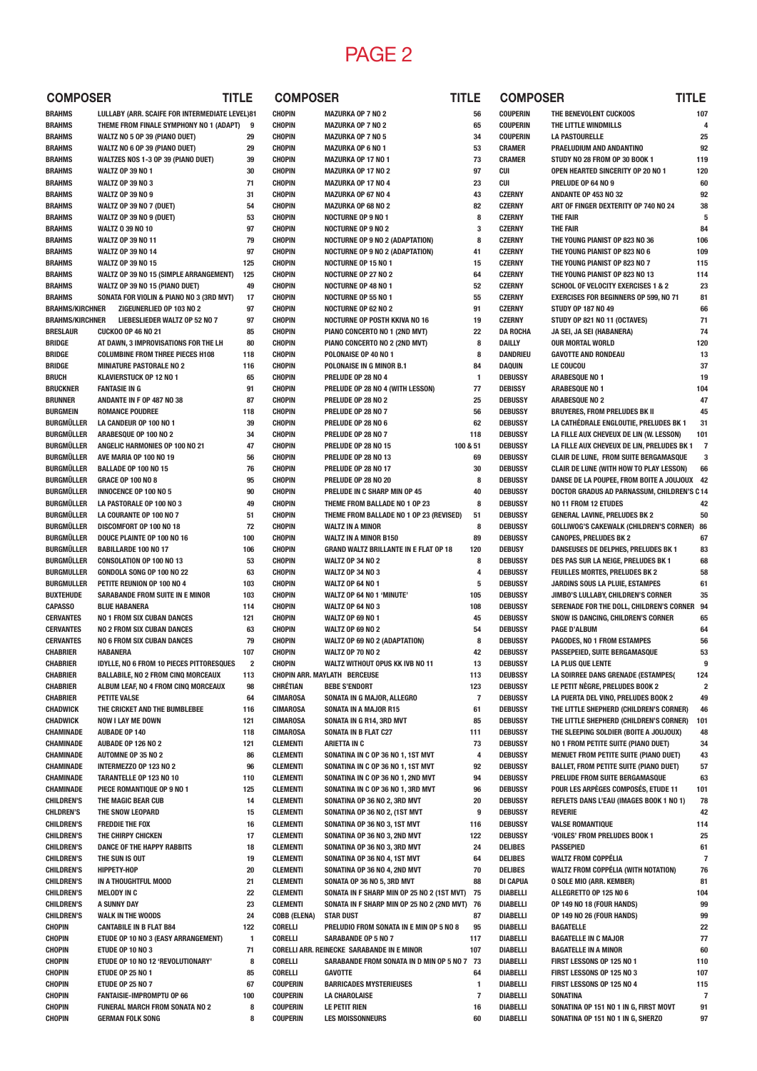# PAGE 2

| COMPOSER | TITLE | |
|---|---|---|
| BRAHMS | LULLABY (ARR. SCAIFE FOR INTERMEDIATE LEVEL) | 81 |
| BRAHMS | THEME FROM FINALE SYMPHONY NO 1 (ADAPT) | 9 |
| BRAHMS | WALTZ NO 5 OP 39 (PIANO DUET) | 29 |
| BRAHMS | WALTZ NO 6 OP 39 (PIANO DUET) | 29 |
| BRAHMS | WALTZES NOS 1-3 OP 39 (PIANO DUET) | 39 |
| BRAHMS | WALTZ OP 39 NO 1 | 30 |
| BRAHMS | WALTZ OP 39 NO 3 | 71 |
| BRAHMS | WALTZ OP 39 NO 9 | 31 |
| BRAHMS | WALTZ OP 39 NO 7 (DUET) | 54 |
| BRAHMS | WALTZ OP 39 NO 9 (DUET) | 53 |
| BRAHMS | WALTZ O 39 NO 10 | 97 |
| BRAHMS | WALTZ OP 39 NO 11 | 79 |
| BRAHMS | WALTZ OP 39 NO 14 | 97 |
| BRAHMS | WALTZ OP 39 NO 15 | 125 |
| BRAHMS | WALTZ OP 39 NO 15 (SIMPLE ARRANGEMENT) | 125 |
| BRAHMS | WALTZ OP 39 NO 15 (PIANO DUET) | 49 |
| BRAHMS | SONATA FOR VIOLIN & PIANO NO 3 (3RD MVT) | 17 |
| BRAHMS/KIRCHNER | ZIGEUNERLIED OP 103 NO 2 | 97 |
| BRAHMS/KIRCHNER | LIEBESLIEDER WALTZ OP 52 NO 7 | 97 |
| BRESLAUR | CUCKOO OP 46 NO 21 | 85 |
| BRIDGE | AT DAWN, 3 IMPROVISATIONS FOR THE LH | 80 |
| BRIDGE | COLUMBINE FROM THREE PIECES H108 | 118 |
| BRIDGE | MINIATURE PASTORALE NO 2 | 116 |
| BRUCH | KLAVIERSTUCK OP 12 NO 1 | 65 |
| BRUCKNER | FANTASIE IN G | 91 |
| BRUNNER | ANDANTE IN F OP 487 NO 38 | 87 |
| BURGMEIN | ROMANCE POUDREE | 118 |
| BURGMÜLLER | LA CANDEUR OP 100 NO 1 | 39 |
| BURGMÜLLER | ARABESQUE OP 100 NO 2 | 34 |
| BURGMÜLLER | ANGELIC HARMONIES OP 100 NO 21 | 47 |
| BURGMÜLLER | AVE MARIA OP 100 NO 19 | 56 |
| BURGMÜLLER | BALLADE OP 100 NO 15 | 76 |
| BURGMÜLLER | GRACE OP 100 NO 8 | 95 |
| BURGMÜLLER | INNOCENCE OP 100 NO 5 | 90 |
| BURGMÜLLER | LA PASTORALE OP 100 NO 3 | 49 |
| BURGMÜLLER | LA COURANTE OP 100 NO 7 | 51 |
| BURGMÜLLER | DISCOMFORT OP 100 NO 18 | 72 |
| BURGMÜLLER | DOUCE PLAINTE OP 100 NO 16 | 100 |
| BURGMÜLLER | BABILLARDE 100 NO 17 | 106 |
| BURGMÜLLER | CONSOLATION OP 100 NO 13 | 53 |
| BURGMULLER | GONDOLA SONG OP 100 NO 22 | 63 |
| BURGMULLER | PETITE REUNION OP 100 NO 4 | 103 |
| BUXTEHUDE | SARABANDE FROM SUITE IN E MINOR | 103 |
| CAPASSO | BLUE HABANERA | 114 |
| CERVANTES | NO 1 FROM SIX CUBAN DANCES | 121 |
| CERVANTES | NO 2 FROM SIX CUBAN DANCES | 63 |
| CERVANTES | NO 6 FROM SIX CUBAN DANCES | 79 |
| CHABRIER | HABANERA | 107 |
| CHABRIER | IDYLLE, NO 6 FROM 10 PIECES PITTORESQUES | 2 |
| CHABRIER | BALLABILE, NO 2 FROM CINQ MORCEAUX | 113 |
| CHABRIER | ALBUM LEAF, NO 4 FROM CINQ MORCEAUX | 98 |
| CHABRIER | PETITE VALSE | 64 |
| CHADWICK | THE CRICKET AND THE BUMBLEBEE | 116 |
| CHADWICK | NOW I LAY ME DOWN | 121 |
| CHAMINADE | AUBADE OP 140 | 118 |
| CHAMINADE | AUBADE OP 126 NO 2 | 121 |
| CHAMINADE | AUTOMNE OP 35 NO 2 | 86 |
| CHAMINADE | INTERMEZZO OP 123 NO 2 | 96 |
| CHAMINADE | TARANTELLE OP 123 NO 10 | 110 |
| CHAMINADE | PIECE ROMANTIQUE OP 9 NO 1 | 125 |
| CHILDREN'S | THE MAGIC BEAR CUB | 14 |
| CHLDREN'S | THE SNOW LEOPARD | 15 |
| CHILDREN'S | FREDDIE THE FOX | 16 |
| CHILDREN'S | THE CHIRPY CHICKEN | 17 |
| CHILDREN'S | DANCE OF THE HAPPY RABBITS | 18 |
| CHILDREN'S | THE SUN IS OUT | 19 |
| CHILDREN'S | HIPPETY-HOP | 20 |
| CHILDREN'S | IN A THOUGHTFUL MOOD | 21 |
| CHILDREN'S | MELODY IN C | 22 |
| CHILDREN'S | A SUNNY DAY | 23 |
| CHILDREN'S | WALK IN THE WOODS | 24 |
| CHOPIN | CANTABILE IN B FLAT B84 | 122 |
| CHOPIN | ETUDE OP 10 NO 3 (EASY ARRANGEMENT) | 1 |
| CHOPIN | ETUDE OP 10 NO 3 | 71 |
| CHOPIN | ETUDE OP 10 NO 12 'REVOLUTIONARY' | 8 |
| CHOPIN | ETUDE OP 25 NO 1 | 85 |
| CHOPIN | ETUDE OP 25 NO 7 | 67 |
| CHOPIN | FANTAISIE-IMPROMPTU OP 66 | 100 |
| CHOPIN | FUNERAL MARCH FROM SONATA NO 2 | 8 |
| CHOPIN | GERMAN FOLK SONG | 8 |
| CHOPIN | MAZURKA OP 7 NO 2 | 56 |
| CHOPIN | MAZURKA OP 7 NO 2 | 65 |
| CHOPIN | MAZURKA OP 7 NO 5 | 34 |
| CHOPIN | MAZURKA OP 6 NO 1 | 53 |
| CHOPIN | MAZURKA OP 17 NO 1 | 73 |
| CHOPIN | MAZURKA OP 17 NO 2 | 97 |
| CHOPIN | MAZURKA OP 17 NO 4 | 23 |
| CHOPIN | MAZURKA OP 67 NO 4 | 43 |
| CHOPIN | MAZURKA OP 68 NO 2 | 82 |
| CHOPIN | NOCTURNE OP 9 NO 1 | 8 |
| CHOPIN | NOCTURNE OP 9 NO 2 | 3 |
| CHOPIN | NOCTURNE OP 9 NO 2 (ADAPTATION) | 8 |
| CHOPIN | NOCTURNE OP 9 NO 2 (ADAPTATION) | 41 |
| CHOPIN | NOCTURNE OP 15 NO 1 | 15 |
| CHOPIN | NOCTURNE OP 27 NO 2 | 64 |
| CHOPIN | NOCTURNE OP 48 NO 1 | 52 |
| CHOPIN | NOCTURNE OP 55 NO 1 | 55 |
| CHOPIN | NOCTURNE OP 62 NO 2 | 91 |
| CHOPIN | NOCTURNE OP POSTH KKIVA NO 16 | 19 |
| CHOPIN | PIANO CONCERTO NO 1 (2ND MVT) | 22 |
| CHOPIN | PIANO CONCERTO NO 2 (2ND MVT) | 8 |
| CHOPIN | POLONAISE OP 40 NO 1 | 8 |
| CHOPIN | POLONAISE IN G MINOR B.1 | 84 |
| CHOPIN | PRELUDE OP 28 NO 4 | 1 |
| CHOPIN | PRELUDE OP 28 NO 4 (WITH LESSON) | 77 |
| CHOPIN | PRELUDE OP 28 NO 2 | 25 |
| CHOPIN | PRELUDE OP 28 NO 7 | 56 |
| CHOPIN | PRELUDE OP 28 NO 6 | 62 |
| CHOPIN | PRELUDE OP 28 NO 7 | 118 |
| CHOPIN | PRELUDE OP 28 NO 15 | 100 & 51 |
| CHOPIN | PRELUDE OP 28 NO 13 | 69 |
| CHOPIN | PRELUDE OP 28 NO 17 | 30 |
| CHOPIN | PRELUDE OP 28 NO 20 | 8 |
| CHOPIN | PRELUDE IN C SHARP MIN OP 45 | 40 |
| CHOPIN | THEME FROM BALLADE NO 1 OP 23 | 8 |
| CHOPIN | THEME FROM BALLADE NO 1 OP 23 (REVISED) | 51 |
| CHOPIN | WALTZ IN A MINOR | 8 |
| CHOPIN | WALTZ IN A MINOR B150 | 89 |
| CHOPIN | GRAND WALTZ BRILLANTE IN E FLAT OP 18 | 120 |
| CHOPIN | WALTZ OP 34 NO 2 | 8 |
| CHOPIN | WALTZ OP 34 NO 3 | 4 |
| CHOPIN | WALTZ OP 64 NO 1 | 5 |
| CHOPIN | WALTZ OP 64 NO 1 'MINUTE' | 105 |
| CHOPIN | WALTZ OP 64 NO 3 | 108 |
| CHOPIN | WALTZ OP 69 NO 1 | 45 |
| CHOPIN | WALTZ OP 69 NO 2 | 54 |
| CHOPIN | WALTZ OP 69 NO 2 (ADAPTATION) | 8 |
| CHOPIN | WALTZ OP 70 NO 2 | 42 |
| CHOPIN | WALTZ WITHOUT OPUS KK IVB NO 11 | 13 |
| CHOPIN ARR. MAYLATH | BERCEUSE | 113 |
| CHRÉTIAN | BEBE S'ENDORT | 123 |
| CIMAROSA | SONATA IN G MAJOR, ALLEGRO | 7 |
| CIMAROSA | SONATA IN A MAJOR R15 | 61 |
| CIMAROSA | SONATA IN G R14, 3RD MVT | 85 |
| CIMAROSA | SONATA IN B FLAT C27 | 111 |
| CLEMENTI | ARIETTA IN C | 73 |
| CLEMENTI | SONATINA IN C OP 36 NO 1, 1ST MVT | 4 |
| CLEMENTI | SONATINA IN C OP 36 NO 1, 1ST MVT | 92 |
| CLEMENTI | SONATINA IN C OP 36 NO 1, 2ND MVT | 94 |
| CLEMENTI | SONATINA IN C OP 36 NO 1, 3RD MVT | 96 |
| CLEMENTI | SONATINA OP 36 NO 2, 3RD MVT | 20 |
| CLEMENTI | SONATINA OP 36 NO 2, (1ST MVT | 9 |
| CLEMENTI | SONATINA OP 36 NO 3, 1ST MVT | 116 |
| CLEMENTI | SONATINA OP 36 NO 3, 2ND MVT | 122 |
| CLEMENTI | SONATINA OP 36 NO 3, 3RD MVT | 24 |
| CLEMENTI | SONATINA OP 36 NO 4, 1ST MVT | 64 |
| CLEMENTI | SONATINA OP 36 NO 4, 2ND MVT | 70 |
| CLEMENTI | SONATA OP 36 NO 5, 3RD MVT | 88 |
| CLEMENTI | SONATA IN F SHARP MIN OP 25 NO 2 (1ST MVT) | 75 |
| CLEMENTI | SONATA IN F SHARP MIN OP 25 NO 2 (2ND MVT) | 76 |
| COBB (ELENA) | STAR DUST | 87 |
| CORELLI | PRELUDIO FROM SONATA IN E MIN OP 5 NO 8 | 95 |
| CORELLI | SARABANDE OP 5 NO 7 | 117 |
| CORELLI ARR. REINECKE | SARABANDE IN E MINOR | 107 |
| CORELLI | SARABANDE FROM SONATA IN D MIN OP 5 NO 7 | 73 |
| CORELLI | GAVOTTE | 64 |
| COUPERIN | BARRICADES MYSTERIEUSES | 1 |
| COUPERIN | LA CHAROLAISE | 7 |
| COUPERIN | LE PETIT RIEN | 16 |
| COUPERIN | LES MOISSONNEURS | 60 |
| COUPERIN | THE BENEVOLENT CUCKOOS | 107 |
| COUPERIN | THE LITTLE WINDMILLS | 4 |
| COUPERIN | LA PASTOURELLE | 25 |
| CRAMER | PRAELUDIUM AND ANDANTINO | 92 |
| CRAMER | STUDY NO 28 FROM OP 30 BOOK 1 | 119 |
| CUI | OPEN HEARTED SINCERITY OP 20 NO 1 | 120 |
| CUI | PRELUDE OP 64 NO 9 | 60 |
| CZERNY | ANDANTE OP 453 NO 32 | 92 |
| CZERNY | ART OF FINGER DEXTERITY OP 740 NO 24 | 38 |
| CZERNY | THE FAIR | 5 |
| CZERNY | THE FAIR | 84 |
| CZERNY | THE YOUNG PIANIST OP 823 NO 36 | 106 |
| CZERNY | THE YOUNG PIANIST OP 823 NO 6 | 109 |
| CZERNY | THE YOUNG PIANIST OP 823 NO 7 | 115 |
| CZERNY | THE YOUNG PIANIST OP 823 NO 13 | 114 |
| CZERNY | SCHOOL OF VELOCITY EXERCISES 1 & 2 | 23 |
| CZERNY | EXERCISES FOR BEGINNERS OP 599, NO 71 | 81 |
| CZERNY | STUDY OP 187 NO 49 | 66 |
| CZERNY | STUDY OP 821 NO 11 (OCTAVES) | 71 |
| DA ROCHA | JA SEI, JA SEI (HABANERA) | 74 |
| DAILLY | OUR MORTAL WORLD | 120 |
| DANDRIEU | GAVOTTE AND RONDEAU | 13 |
| DAQUIN | LE COUCOU | 37 |
| DEBUSSY | ARABESQUE NO 1 | 19 |
| DEBUSSY | ARABESQUE NO 1 | 104 |
| DEBUSSY | ARABESQUE NO 2 | 47 |
| DEBUSSY | BRUYERES, FROM PRELUDES BK II | 45 |
| DEBUSSY | LA CATHÉDRALE ENGLOUTIE, PRELUDES BK 1 | 31 |
| DEBUSSY | LA FILLE AUX CHEVEUX DE LIN (W. LESSON) | 101 |
| DEBUSSY | LA FILLE AUX CHEVEUX DE LIN, PRELUDES BK 1 | 7 |
| DEBUSSY | CLAIR DE LUNE, FROM SUITE BERGAMASQUE | 3 |
| DEBUSSY | CLAIR DE LUNE (WITH HOW TO PLAY LESSON) | 66 |
| DEBUSSY | DANSE DE LA POUPEE, FROM BOITE A JOUJOUX | 42 |
| DEBUSSY | DOCTOR GRADUS AD PARNASSUM, CHILDREN'S C | 14 |
| DEBUSSY | NO 11 FROM 12 ETUDES | 42 |
| DEBUSSY | GENERAL LAVINE, PRELUDES BK 2 | 50 |
| DEBUSSY | GOLLIWOG'S CAKEWALK (CHILDREN'S CORNER) | 86 |
| DEBUSSY | CANOPES, PRELUDES BK 2 | 67 |
| DEBUSY | DANSEUSES DE DELPHES, PRELUDES BK 1 | 83 |
| DEBUSSY | DES PAS SUR LA NEIGE, PRELUDES BK 1 | 68 |
| DEBUSSY | FEUILLES MORTES, PRELUDES BK 2 | 58 |
| DEBUSSY | JARDINS SOUS LA PLUIE, ESTAMPES | 61 |
| DEBUSSY | JIMBO'S LULLABY, CHILDREN'S CORNER | 35 |
| DEBUSSY | SERENADE FOR THE DOLL, CHILDREN'S CORNER | 94 |
| DEBUSSY | SNOW IS DANCING, CHILDREN'S CORNER | 65 |
| DEBUSSY | PAGE D'ALBUM | 64 |
| DEBUSSY | PAGODES, NO 1 FROM ESTAMPES | 56 |
| DEBUSSY | PASSEPIEED, SUITE BERGAMASQUE | 53 |
| DEBUSSY | LA PLUS QUE LENTE | 9 |
| DEUBSSY | LA SOIRREE DANS GRENADE (ESTAMPES( | 124 |
| DEBUSSY | LE PETIT NÈGRE, PRELUDES BOOK 2 | 2 |
| DEBUSSY | LA PUERTA DEL VINO, PRELUDES BOOK 2 | 49 |
| DEBUSSY | THE LITTLE SHEPHERD (CHILDREN'S CORNER) | 46 |
| DEBUSSY | THE LITTLE SHEPHERD (CHILDREN'S CORNER) | 101 |
| DEBUSSY | THE SLEEPING SOLDIER (BOITE A JOUJOUX) | 48 |
| DEBUSSY | NO 1 FROM PETITE SUITE (PIANO DUET) | 34 |
| DEBUSSY | MENUET FROM PETITE SUITE (PIANO DUET) | 43 |
| DEBUSSY | BALLET, FROM PETITE SUITE (PIANO DUET) | 57 |
| DEBUSSY | PRELUDE FROM SUITE BERGAMASQUE | 63 |
| DEBUSSY | POUR LES ARPÈGES COMPOSÉS, ETUDE 11 | 101 |
| DEBUSSY | REFLETS DANS L'EAU (IMAGES BOOK 1 NO 1) | 78 |
| DEBUSSY | REVERIE | 42 |
| DEBUSSY | VALSE ROMANTIQUE | 114 |
| DEBUSSY | 'VOILES' FROM PRELUDES BOOK 1 | 25 |
| DELIBES | PASSEPIED | 61 |
| DELIBES | WALTZ FROM COPPÉLIA | 7 |
| DELIBES | WALTZ FROM COPPÉLIA (WITH NOTATION) | 76 |
| DI CAPUA | O SOLE MIO (ARR. KEMBER) | 81 |
| DIABELLI | ALLEGRETTO OP 125 NO 6 | 104 |
| DIABELLI | OP 149 NO 18 (FOUR HANDS) | 99 |
| DIABELLI | OP 149 NO 26 (FOUR HANDS) | 99 |
| DIABELLI | BAGATELLE | 22 |
| DIABELLI | BAGATELLE IN C MAJOR | 77 |
| DIABELLI | BAGATELLE IN A MINOR | 60 |
| DIABELLI | FIRST LESSONS OP 125 NO 1 | 110 |
| DIABELLI | FIRST LESSONS OP 125 NO 3 | 107 |
| DIABELLI | FIRST LESSONS OP 125 NO 4 | 115 |
| DIABELLI | SONATINA | 7 |
| DIABELLI | SONATINA OP 151 NO 1 IN G, FIRST MOVT | 91 |
| DIABELLI | SONATINA OP 151 NO 1 IN G, SCHERZO | 97 |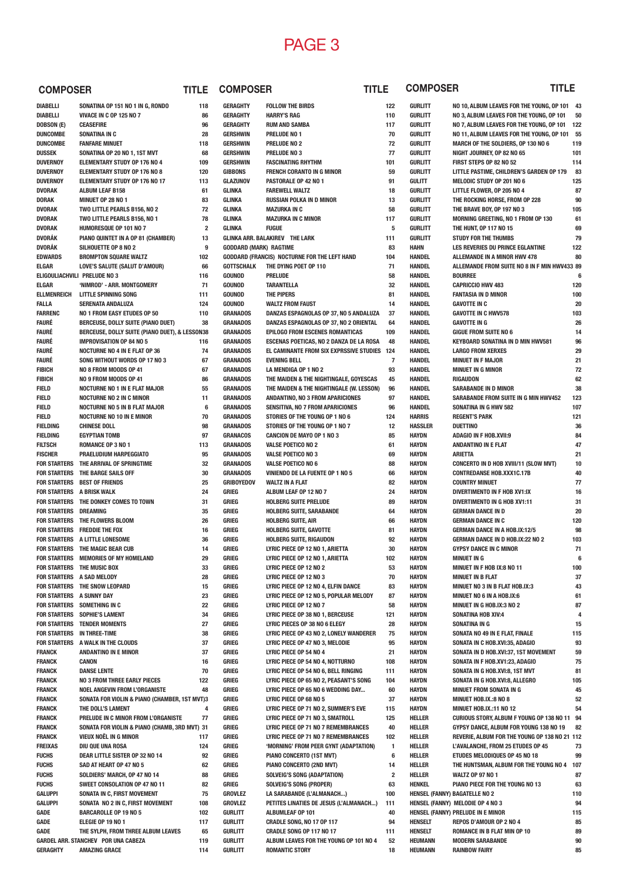# PAGE 3

| COMPOSER | TITLE | |
|---|---|---|
| DIABELLI | SONATINA OP 151 NO 1 IN G, RONDO | 118 |
| DIABELLI | VIVACE IN C OP 125 NO 7 | 86 |
| DOBSON (E) | CEASEFIRE | 96 |
| DUNCOMBE | SONATINA IN C | 28 |
| DUNCOMBE | FANFARE MINUET | 118 |
| DUSSEK | SONATINA OP 20 NO 1, 1ST MVT | 68 |
| DUVERNOY | ELEMENTARY STUDY OP 176 NO 4 | 109 |
| DUVERNOY | ELEMENTARY STUDY OP 176 NO 8 | 120 |
| DUVERNOY | ELEMENTARY STUDY OP 176 NO 17 | 113 |
| DVORAK | ALBUM LEAF B158 | 61 |
| DORAK | MINUET OP 28 NO 1 | 83 |
| DVORAK | TWO LITTLE PEARLS B156, NO 2 | 72 |
| DVORAK | TWO LITTLE PEARLS B156, NO 1 | 78 |
| DVORAK | HUMORESQUE OP 101 NO 7 | 2 |
| DVORÁK | PIANO QUINTET IN A OP 81 (CHAMBER) | 13 |
| DVORÁK | SILHOUETTE OP 8 NO 2 | 9 |
| EDWARDS | BROMPTON SQUARE WALTZ | 102 |
| ELGAR | LOVE'S SALUTE (SALUT D'AMOUR) | 66 |
| ELIGOULIACHVILI | PRELUDE NO 3 | 116 |
| ELGAR | 'NIMROD' - ARR. MONTGOMERY | 71 |
| ELLMENREICH | LITTLE SPINNING SONG | 111 |
| FALLA | SERENATA ANDALUZA | 124 |
| FARRENC | NO 1 FROM EASY ETUDES OP 50 | 110 |
| FAURÉ | BERCEUSE, DOLLY SUITE (PIANO DUET) | 38 |
| FAURÉ | BERCEUSE, DOLLY SUITE (PIANO DUET), & LESSON | 38 |
| FAURÉ | IMPROVISATION OP 84 NO 5 | 116 |
| FAURÉ | NOCTURNE NO 4 IN E FLAT OP 36 | 74 |
| FAURÉ | SONG WITHOUT WORDS OP 17 NO 3 | 67 |
| FIBICH | NO 8 FROM MOODS OP 41 | 67 |
| FIBICH | NO 9 FROM MOODS OP 41 | 86 |
| FIELD | NOCTURNE NO 1 IN E FLAT MAJOR | 55 |
| FIELD | NOCTURNE NO 2 IN C MINOR | 11 |
| FIELD | NOCTURNE NO 5 IN B FLAT MAJOR | 6 |
| FIELD | NOCTURNE NO 10 IN E MINOR | 70 |
| FIELDING | CHINESE DOLL | 98 |
| FIELDING | EGYPTIAN TOMB | 97 |
| FILTSCH | ROMANCE OP 3 NO 1 | 113 |
| FISCHER | PRAELUDIUM HARPEGGIATO | 95 |
| FOR STARTERS | THE ARRIVAL OF SPRINGTIME | 32 |
| FOR STARTERS | THE BARGE SAILS OFF | 30 |
| FOR STARTERS | BEST OF FRIENDS | 25 |
| FOR STARTERS | A BRISK WALK | 24 |
| FOR STARTERS | THE DONKEY COMES TO TOWN | 31 |
| FOR STARTERS | DREAMING | 35 |
| FOR STARTERS | THE FLOWERS BLOOM | 26 |
| FOR STARTERS | FREDDIE THE FOX | 16 |
| FOR STARTERS | A LITTLE LONESOME | 36 |
| FOR STARTERS | THE MAGIC BEAR CUB | 14 |
| FOR STARTERS | MEMORIES OF MY HOMELAND | 29 |
| FOR STARTERS | THE MUSIC BOX | 33 |
| FOR STARTERS | A SAD MELODY | 28 |
| FOR STARTERS | THE SNOW LEOPARD | 15 |
| FOR STARTERS | A SUNNY DAY | 23 |
| FOR STARTERS | SOMETHING IN C | 22 |
| FOR STARTERS | SOPHIE'S LAMENT | 34 |
| FOR STARTERS | TENDER MOMENTS | 27 |
| FOR STARTERS | IN THREE-TIME | 38 |
| FOR STARTERS | A WALK IN THE CLOUDS | 37 |
| FRANCK | ANDANTINO IN E MINOR | 37 |
| FRANCK | CANON | 16 |
| FRANCK | DANSE LENTE | 70 |
| FRANCK | NO 3 FROM THREE EARLY PIECES | 122 |
| FRANCK | NOEL ANGEVIN FROM L'ORGANISTE | 48 |
| FRANCK | SONATA FOR VIOLIN & PIANO (CHAMBER, 1ST MVT) | 3 |
| FRANCK | THE DOLL'S LAMENT | 4 |
| FRANCK | PRELUDE IN C MINOR FROM L'ORGANISTE | 77 |
| FRANCK | SONATA FOR VIOLIN & PIANO (CHAMB, 3RD MVT) | 31 |
| FRANCK | VIEUX NOËL IN G MINOR | 117 |
| FREIXAS | DIU QUE UNA ROSA | 124 |
| FUCHS | DEAR LITTLE SISTER OP 32 NO 14 | 92 |
| FUCHS | SAD AT HEART OP 47 NO 5 | 62 |
| FUCHS | SOLDIERS' MARCH, OP 47 NO 14 | 88 |
| FUCHS | SWEET CONSOLATION OP 47 NO 11 | 82 |
| GALUPPI | SONATA IN C, FIRST MOVEMENT | 75 |
| GALUPPI | SONATA NO 2 IN C, FIRST MOVEMENT | 108 |
| GADE | BARCAROLLE OP 19 NO 5 | 102 |
| GADE | ELEGIE OP 19 NO 1 | 117 |
| GADE | THE SYLPH, FROM THREE ALBUM LEAVES | 65 |
| GARDEL ARR. STANCHEV | POR UNA CABEZA | 119 |
| GERAGHTY | AMAZING GRACE | 114 |
| GERAGHTY | FOLLOW THE BIRDS | 122 |
| GERAGHTY | HARRY'S RAG | 110 |
| GERAGHTY | RUM AND SAMBA | 117 |
| GERSHWIN | PRELUDE NO 1 | 70 |
| GERSHWIN | PRELUDE NO 2 | 72 |
| GERSHWIN | PRELUDE NO 3 | 77 |
| GERSHWIN | FASCINATING RHYTHM | 101 |
| GIBBONS | FRENCH CORANTO IN G MINOR | 59 |
| GLAZUNOV | PASTORALE OP 42 NO 1 | 91 |
| GLINKA | FAREWELL WALTZ | 18 |
| GLINKA | RUSSIAN POLKA IN D MINOR | 13 |
| GLINKA | MAZURKA IN C | 58 |
| GLINKA | MAZURKA IN C MINOR | 117 |
| GLINKA | FUGUE | 5 |
| GLINKA ARR. BALAKIREV | THE LARK | 111 |
| GODDARD (MARK) | RAGTIME | 83 |
| GODDARD (FRANCIS) | NOCTURNE FOR THE LEFT HAND | 104 |
| GOTTSCHALK | THE DYING POET OP 110 | 71 |
| GOUNOD | PRELUDE | 58 |
| GOUNOD | TARANTELLA | 32 |
| GOUNOD | THE PIPERS | 81 |
| GOUNOD | WALTZ FROM FAUST | 14 |
| GRANADOS | DANZAS ESPAGNOLAS OP 37, NO 5 ANDALUZA | 37 |
| GRANADOS | DANZAS ESPAGNOLAS OP 37, NO 2 ORIENTAL | 64 |
| GRANADOS | EPILOGO FROM ESCENES ROMANTICAS | 109 |
| GRANADOS | ESCENAS POETICAS, NO 2 DANZA DE LA ROSA | 48 |
| GRANADOS | EL CAMINANTE FROM SIX EXPRSSIVE STUDIES | 124 |
| GRANADOS | EVENING BELL | 7 |
| GRANADOS | LA MENDIGA OP 1 NO 2 | 93 |
| GRANADOS | THE MAIDEN & THE NIGHTINGALE, GOYESCAS | 45 |
| GRANADOS | THE MAIDEN & THE NIGHTINGALE (W. LESSON) | 96 |
| GRANADOS | ANDANTINO, NO 3 FROM APARICIONES | 97 |
| GRANADOS | SENSITIVA, NO 7 FROM APARICIONES | 96 |
| GRANADOS | STORIES OF THE YOUNG OP 1 NO 6 | 124 |
| GRANADOS | STORIES OF THE YOUNG OP 1 NO 7 | 12 |
| GRANACOS | CANCION DE MAYO OP 1 NO 3 | 85 |
| GRANADOS | VALSE POETICO NO 2 | 61 |
| GRANADOS | VALSE POETICO NO 3 | 69 |
| GRANADOS | VALSE POETICO NO 6 | 88 |
| GRANADOS | VINIENDO DE LA FUENTE OP 1 NO 5 | 66 |
| GRIBOYEDOV | WALTZ IN A FLAT | 82 |
| GRIEG | ALBUM LEAF OP 12 NO 7 | 24 |
| GRIEG | HOLBERG SUITE PRELUDE | 89 |
| GRIEG | HOLBERG SUITE, SARABANDE | 64 |
| GRIEG | HOLBERG SUITE, AIR | 66 |
| GRIEG | HOLBERG SUITE, GAVOTTE | 81 |
| GRIEG | HOLBERG SUITE, RIGAUDON | 92 |
| GRIEG | LYRIC PIECE OP 12 NO 1, ARIETTA | 30 |
| GRIEG | LYRIC PIECE OP 12 NO 1, ARIETTA | 102 |
| GRIEG | LYRIC PIECE OP 12 NO 2 | 53 |
| GRIEG | LYRIC PIECE OP 12 NO 3 | 70 |
| GRIEG | LYRIC PIECE OP 12 NO 4, ELFIN DANCE | 83 |
| GRIEG | LYRIC PIECE OP 12 NO 5, POPULAR MELODY | 87 |
| GRIEG | LYRIC PIECE OP 12 NO 7 | 58 |
| GRIEG | LYRIC PIECE OP 38 NO 1, BERCEUSE | 121 |
| GRIEG | LYRIC PIECES OP 38 NO 6 ELEGY | 28 |
| GRIEG | LYRIC PIECE OP 43 NO 2, LONELY WANDERER | 75 |
| GRIEG | LYRIC PIECE OP 47 NO 3, MELODIE | 95 |
| GRIEG | LYRIC PIECE OP 54 NO 4 | 21 |
| GRIEG | LYRIC PIECE OP 54 NO 4, NOTTURNO | 108 |
| GRIEG | LYRIC PIECE OP 54 NO 6, BELL RINGING | 111 |
| GRIEG | LYRIC PIECE OP 65 NO 2, PEASANT'S SONG | 104 |
| GRIEG | LYRIC PIECE OP 65 NO 6 WEDDING DAY... | 60 |
| GRIEG | LYRIC PIECE OP 68 NO 5 | 37 |
| GRIEG | LYRIC PIECE OP 71 NO 2, SUMMER'S EVE | 115 |
| GRIEG | LYRIC PIECE OP 71 NO 3, SMATROLL | 125 |
| GRIEG | LYRIC PIECE OP 71 NO 7 REMEMBRANCES | 40 |
| GRIEG | LYRIC PIECE OP 71 NO 7 REMEMBRANCES | 102 |
| GRIEG | 'MORNING' FROM PEER GYNT (ADAPTATION) | 1 |
| GRIEG | PIANO CONCERTO (1ST MVT) | 6 |
| GRIEG | PIANO CONCERTO (2ND MVT) | 14 |
| GRIEG | SOLVEIG'S SONG (ADAPTATION) | 2 |
| GRIEG | SOLVEIG'S SONG (PROPER) | 63 |
| GROVLEZ | LA SARABANDE (L'ALMANACH...) | 100 |
| GROVLEZ | PETITES LINATIES DE JESUS (L'ALMANACH...) | 111 |
| GURLITT | ALBUMLEAF OP 101 | 40 |
| GURLITT | CRADLE SONG, NO 17 OP 117 | 94 |
| GURLITT | CRADLE SONG OP 117 NO 17 | 111 |
| GURLITT | ALBUM LEAVES FOR THE YOUNG OP 101 NO 4 | 52 |
| GURLITT | ROMANTIC STORY | 18 |
| GURLITT | NO 10, ALBUM LEAVES FOR THE YOUNG, OP 101 | 43 |
| GURLITT | NO 3, ALBUM LEAVES FOR THE YOUNG, OP 101 | 50 |
| GURLITT | NO 7, ALBUM LEAVES FOR THE YOUNG, OP 101 | 122 |
| GURLITT | NO 11, ALBUM LEAVES FOR THE YOUNG, OP 101 | 55 |
| GURLITT | MARCH OF THE SOLDIERS, OP 130 NO 6 | 119 |
| GURLITT | NIGHT JOURNEY, OP 82 NO 65 | 101 |
| GURLITT | FIRST STEPS OP 82 NO 52 | 114 |
| GURLITT | LITTLE PASTIME, CHILDREN'S GARDEN OP 179 | 83 |
| GULITT | MELODIC STUDY OP 201 NO 6 | 125 |
| GURLITT | LITTLE FLOWER, OP 205 NO 4 | 87 |
| GURLITT | THE ROCKING HORSE, FROM OP 228 | 90 |
| GURLITT | THE BRAVE BOY, OP 197 NO 3 | 105 |
| GURLITT | MORNING GREETING, NO 1 FROM OP 130 | 61 |
| GURLITT | THE HUNT, OP 117 NO 15 | 69 |
| GURLITT | STUDY FOR THE THUMBS | 79 |
| HAHN | LES REVERIES DU PRINCE EGLANTINE | 122 |
| HANDEL | ALLEMANDE IN A MINOR HWV 478 | 80 |
| HANDEL | ALLEMANDE FROM SUITE NO 8 IN F MIN HWV433 | 89 |
| HANDEL | BOURREE | 6 |
| HANDEL | CAPRICCIO HWV 483 | 120 |
| HANDEL | FANTASIA IN D MINOR | 100 |
| HANDEL | GAVOTTE IN C | 20 |
| HANDEL | GAVOTTE IN C HWV578 | 103 |
| HANDEL | GAVOTTE IN G | 26 |
| HANDEL | GIGUE FROM SUITE NO 6 | 14 |
| HANDEL | KEYBOARD SONATINA IN D MIN HWV581 | 96 |
| HANDEL | LARGO FROM XERXES | 29 |
| HANDEL | MINUET IN F MAJOR | 21 |
| HANDEL | MINUET IN G MINOR | 72 |
| HANDEL | RIGAUDON | 62 |
| HANDEL | SARABANDE IN D MINOR | 38 |
| HANDEL | SARABANDE FROM SUITE IN G MIN HWV452 | 123 |
| HANDEL | SONATINA IN G HWV 582 | 107 |
| HARRIS | REGENT'S PARK | 121 |
| HASSLER | DUETTINO | 36 |
| HAYDN | ADAGIO IN F HOB.XVII:9 | 84 |
| HAYDN | ANDANTINO IN E FLAT | 47 |
| HAYDN | ARIETTA | 21 |
| HAYDN | CONCERTO IN D HOB XVIII/11 (SLOW MVT) | 10 |
| HAYDN | CONTREDANSE HOB.XXXI C.17B | 40 |
| HAYDN | COUNTRY MINUET | 77 |
| HAYDN | DIVERTIMENTO IN F HOB XV1:IX | 16 |
| HAYDN | DIVERTIMENTO IN G HOB XV1:11 | 31 |
| HAYDN | GERMAN DANCE IN D | 20 |
| HAYDN | GERMAN DANCE IN C | 120 |
| HAYDN | GERMAN DANCE IN A HOB.IX:12/5 | 98 |
| HAYDN | GERMAN DANCE IN D HOB.IX:22 NO 2 | 103 |
| HAYDN | GYPSY DANCE IN C MINOR | 71 |
| HAYDN | MINUET IN G | 6 |
| HAYDN | MINUET IN F HOB IX:8 NO 11 | 100 |
| HAYDN | MINUET IN B FLAT | 37 |
| HAYDN | MINUET NO 3 IN B FLAT HOB.IX:3 | 43 |
| HAYDN | MINUET NO 6 IN A HOB.IX:6 | 61 |
| HAYDN | MINUET IN G HOB.IX:3 NO 2 | 87 |
| HAYDN | SONATINA HOB XIV:4 | 4 |
| HAYDN | SONATINA IN G | 15 |
| HAYDN | SONATA NO 49 IN E FLAT, FINALE | 115 |
| HAYDN | SONATA IN C HOB.XVI:35, ADAGIO | 93 |
| HAYDN | SONATA IN D HOB.XVI:37, 1ST MOVEMENT | 59 |
| HAYDN | SONATA IN F HOB.XV1:23, ADAGIO | 75 |
| HAYDN | SONATA IN G HOB.XVI:8, 1ST MVT | 81 |
| HAYDN | SONATA IN G HOB.XVI:8, ALLEGRO | 105 |
| HAYDN | MINUET FROM SONATA IN G | 45 |
| HAYDN | MINUET HOB.IX.:8 NO 8 | 52 |
| HAYDN | MINUET HOB.IX.:11 NO 12 | 54 |
| HELLER | CURIOUS STORY, ALBUM F YOUNG OP 138 NO 11 | 94 |
| HELLER | GYPSY DANCE, ALBUM FOR YOUNG 138 NO 19 | 82 |
| HELLER | REVERIE, ALBUM FOR THE YOUNG OP 138 NO 21 | 112 |
| HELLER | L'AVALANCHE, FROM 25 ETUDES OP 45 | 73 |
| HELLER | ETUDES MELODIQUES OP 45 NO 18 | 99 |
| HELLER | THE HUNTSMAN, ALBUM FOR THE YOUNG NO 4 | 107 |
| HELLER | WALTZ OP 97 NO 1 | 87 |
| HENKEL | PIANO PIECE FOR THE YOUNG NO 13 | 63 |
| HENSEL (FANNY) | BAGATELLE NO 2 | 110 |
| HENSEL (FANNY) | MELODIE OP 4 NO 3 | 94 |
| HENSEL (FANNY) | PRELUDE IN E MINOR | 115 |
| HENSELT | REPOS D'AMOUR OP 2 NO 4 | 85 |
| HENSELT | ROMANCE IN B FLAT MIN OP 10 | 89 |
| HEUMANN | MODERN SARABANDE | 90 |
| HEUMANN | RAINBOW FAIRY | 85 |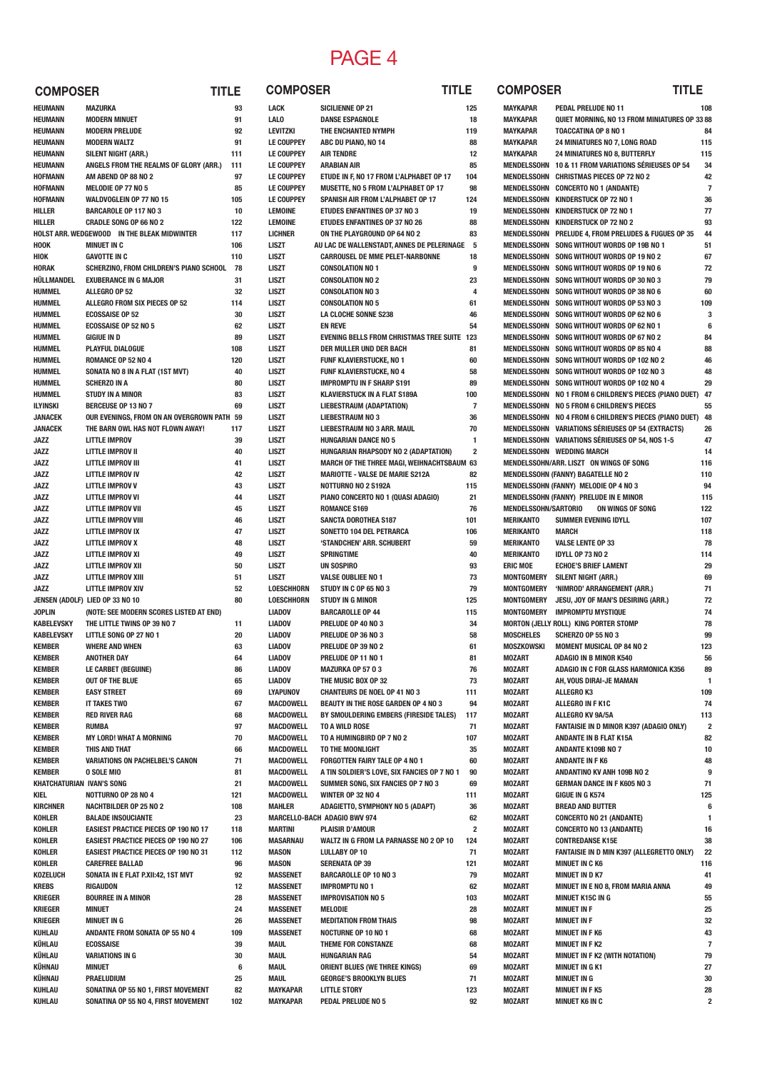# PAGE 4

| COMPOSER | TITLE | |
|---|---|---|
| HEUMANN | MAZURKA | 93 |
| HEUMANN | MODERN MINUET | 91 |
| HEUMANN | MODERN PRELUDE | 92 |
| HEUMANN | MODERN WALTZ | 91 |
| HEUMANN | SILENT NIGHT (ARR.) | 111 |
| HEUMANN | ANGELS FROM THE REALMS OF GLORY (ARR.) | 111 |
| HOFMANN | AM ABEND OP 88 NO 2 | 97 |
| HOFMANN | MELODIE OP 77 NO 5 | 85 |
| HOFMANN | WALDVOGLEIN OP 77 NO 15 | 105 |
| HILLER | BARCAROLE OP 117 NO 3 | 10 |
| HILLER | CRADLE SONG OP 66 NO 2 | 122 |
| HOLST ARR. WEDGEWOOD | IN THE BLEAK MIDWINTER | 117 |
| HOOK | MINUET IN C | 106 |
| HIOK | GAVOTTE IN C | 110 |
| HORAK | SCHERZINO, FROM CHILDREN'S PIANO SCHOOL | 78 |
| HÜLLMANDEL | EXUBERANCE IN G MAJOR | 31 |
| HUMMEL | ALLEGRO OP 52 | 32 |
| HUMMEL | ALLEGRO FROM SIX PIECES OP 52 | 114 |
| HUMMEL | ECOSSAISE OP 52 | 30 |
| HUMMEL | ECOSSAISE OP 52 NO 5 | 62 |
| HUMMEL | GIGUE IN D | 89 |
| HUMMEL | PLAYFUL DIALOGUE | 108 |
| HUMMEL | ROMANCE OP 52 NO 4 | 120 |
| HUMMEL | SONATA NO 8 IN A FLAT (1ST MVT) | 40 |
| HUMMEL | SCHERZO IN A | 80 |
| HUMMEL | STUDY IN A MINOR | 83 |
| ILYINSKI | BERCEUSE OP 13 NO 7 | 69 |
| JANACEK | OUR EVENINGS, FROM ON AN OVERGROWN PATH | 59 |
| JANACEK | THE BARN OWL HAS NOT FLOWN AWAY! | 117 |
| JAZZ | LITTLE IMPROV | 39 |
| JAZZ | LITTLE IMPROV II | 40 |
| JAZZ | LITTLE IMPROV III | 41 |
| JAZZ | LITTLE IMPROV IV | 42 |
| JAZZ | LITTLE IMPROV V | 43 |
| JAZZ | LITTLE IMPROV VI | 44 |
| JAZZ | LITTLE IMPROV VII | 45 |
| JAZZ | LITTLE IMPROV VIII | 46 |
| JAZZ | LITTLE IMPROV IX | 47 |
| JAZZ | LITTLE IMPROV X | 48 |
| JAZZ | LITTLE IMPROV XI | 49 |
| JAZZ | LITTLE IMPROV XII | 50 |
| JAZZ | LITTLE IMPROV XIII | 51 |
| JAZZ | LITTLE IMPROV XIV | 52 |
| JENSEN (ADOLF) | LIED OP 33 NO 10 | 80 |
| JOPLIN | (NOTE: SEE MODERN SCORES LISTED AT END) | |
| KABELEVSKY | THE LITTLE TWINS OP 39 NO 7 | 11 |
| KABELEVSKY | LITTLE SONG OP 27 NO 1 | 20 |
| KEMBER | WHERE AND WHEN | 63 |
| KEMBER | ANOTHER DAY | 64 |
| KEMBER | LE CARBET (BEGUINE) | 86 |
| KEMBER | OUT OF THE BLUE | 65 |
| KEMBER | EASY STREET | 69 |
| KEMBER | IT TAKES TWO | 67 |
| KEMBER | RED RIVER RAG | 68 |
| KEMBER | RUMBA | 97 |
| KEMBER | MY LORD! WHAT A MORNING | 70 |
| KEMBER | THIS AND THAT | 66 |
| KEMBER | VARIATIONS ON PACHELBEL'S CANON | 71 |
| KEMBER | O SOLE MIO | 81 |
| KHATCHATURIAN | IVAN'S SONG | 21 |
| KIEL | NOTTURNO OP 28 NO 4 | 121 |
| KIRCHNER | NACHTBILDER OP 25 NO 2 | 108 |
| KOHLER | BALADE INSOUCIANTE | 23 |
| KOHLER | EASIEST PRACTICE PIECES OP 190 NO 17 | 118 |
| KOHLER | EASIEST PRACTICE PIECES OP 190 NO 27 | 106 |
| KOHLER | EASIEST PRACTICE PIECES OP 190 NO 31 | 112 |
| KOHLER | CAREFREE BALLAD | 96 |
| KOZELUCH | SONATA IN E FLAT P.XII:42, 1ST MVT | 92 |
| KREBS | RIGAUDON | 12 |
| KRIEGER | BOURREE IN A MINOR | 28 |
| KRIEGER | MINUET | 24 |
| KRIEGER | MINUET IN G | 26 |
| KUHLAU | ANDANTE FROM SONATA OP 55 NO 4 | 109 |
| KÜHLAU | ECOSSAISE | 39 |
| KÜHLAU | VARIATIONS IN G | 30 |
| KÜHNAU | MINUET | 6 |
| KÜHNAU | PRAELUDIUM | 25 |
| KUHLAU | SONATINA OP 55 NO 1, FIRST MOVEMENT | 82 |
| KUHLAU | SONATINA OP 55 NO 4, FIRST MOVEMENT | 102 |
| LACK | SICILIENNE OP 21 | 125 |
| LALO | DANSE ESPAGNOLE | 18 |
| LEVITZKI | THE ENCHANTED NYMPH | 119 |
| LE COUPPEY | ABC DU PIANO, NO 14 | 88 |
| LE COUPPEY | AIR TENDRE | 12 |
| LE COUPPEY | ARABIAN AIR | 85 |
| LE COUPPEY | ETUDE IN F, NO 17 FROM L'ALPHABET OP 17 | 104 |
| LE COUPPEY | MUSETTE, NO 5 FROM L'ALPHABET OP 17 | 98 |
| LE COUPPEY | SPANISH AIR FROM L'ALPHABET OP 17 | 124 |
| LEMOINE | ETUDES ENFANTINES OP 37 NO 3 | 19 |
| LEMOINE | ETUDES ENFANTINES OP 37 NO 26 | 88 |
| LICHNER | ON THE PLAYGROUND OP 64 NO 2 | 83 |
| LISZT | AU LAC DE WALLENSTADT, ANNES DE PELERINAGE | 5 |
| LISZT | CARROUSEL DE MME PELET-NARBONNE | 18 |
| LISZT | CONSOLATION NO 1 | 9 |
| LISZT | CONSOLATION NO 2 | 23 |
| LISZT | CONSOLATION NO 3 | 4 |
| LISZT | CONSOLATION NO 5 | 61 |
| LISZT | LA CLOCHE SONNE S238 | 46 |
| LISZT | EN REVE | 54 |
| LISZT | EVENING BELLS FROM CHRISTMAS TREE SUITE | 123 |
| LISZT | DER MULLER UND DER BACH | 81 |
| LISZT | FUNF KLAVIERSTUCKE, NO 1 | 60 |
| LISZT | FUNF KLAVIERSTUCKE, NO 4 | 58 |
| LISZT | IMPROMPTU IN F SHARP S191 | 89 |
| LISZT | KLAVIERSTUCK IN A FLAT S189A | 100 |
| LISZT | LIEBESTRAUM (ADAPTATION) | 7 |
| LISZT | LIEBESTRAUM NO 3 | 36 |
| LISZT | LIEBESTRAUM NO 3 ARR. MAUL | 70 |
| LISZT | HUNGARIAN DANCE NO 5 | 1 |
| LISZT | HUNGARIAN RHAPSODY NO 2 (ADAPTATION) | 2 |
| LISZT | MARCH OF THE THREE MAGI, WEIHNACHTSBAUM | 63 |
| LISZT | MARIOTTE - VALSE DE MARIE S212A | 82 |
| LISZT | NOTTURNO NO 2 S192A | 115 |
| LISZT | PIANO CONCERTO NO 1 (QUASI ADAGIO) | 21 |
| LISZT | ROMANCE S169 | 76 |
| LISZT | SANCTA DOROTHEA S187 | 101 |
| LISZT | SONETTO 104 DEL PETRARCA | 106 |
| LISZT | 'STANDCHEN' ARR. SCHUBERT | 59 |
| LISZT | SPRINGTIME | 40 |
| LISZT | UN SOSPIRO | 93 |
| LISZT | VALSE OUBLIEE NO 1 | 73 |
| LOESCHHORN | STUDY IN C OP 65 NO 3 | 79 |
| LOESCHHORN | STUDY IN G MINOR | 125 |
| LIADOV | BARCAROLLE OP 44 | 115 |
| LIADOV | PRELUDE OP 40 NO 3 | 34 |
| LIADOV | PRELUDE OP 36 NO 3 | 58 |
| LIADOV | PRELUDE OP 39 NO 2 | 61 |
| LIADOV | PRELUDE OP 11 NO 1 | 81 |
| LIADOV | MAZURKA OP 57 O 3 | 76 |
| LIADOV | THE MUSIC BOX OP 32 | 73 |
| LYAPUNOV | CHANTEURS DE NOEL OP 41 NO 3 | 111 |
| MACDOWELL | BEAUTY IN THE ROSE GARDEN OP 4 NO 3 | 94 |
| MACDOWELL | BY SMOULDERING EMBERS (FIRESIDE TALES) | 117 |
| MACDOWELL | TO A WILD ROSE | 71 |
| MACDOWELL | TO A HUMINGBIRD OP 7 NO 2 | 107 |
| MACDOWELL | TO THE MOONLIGHT | 35 |
| MACDOWELL | FORGOTTEN FAIRY TALE OP 4 NO 1 | 60 |
| MACDOWELL | A TIN SOLDIER'S LOVE, SIX FANCIES OP 7 NO 1 | 90 |
| MACDOWELL | SUMMER SONG, SIX FANCIES OP 7 NO 3 | 69 |
| MACDOWELL | WINTER OP 32 NO 4 | 111 |
| MAHLER | ADAGIETTO, SYMPHONY NO 5 (ADAPT) | 36 |
| MARCELLO-BACH | ADAGIO BWV 974 | 62 |
| MARTINI | PLAISIR D'AMOUR | 2 |
| MASARNAU | WALTZ IN G FROM LA PARNASSE NO 2 OP 10 | 124 |
| MASON | LULLABY OP 10 | 71 |
| MASON | SERENATA OP 39 | 121 |
| MASSENET | BARCAROLLE OP 10 NO 3 | 79 |
| MASSENET | IMPROMPTU NO 1 | 62 |
| MASSENET | IMPROVISATION NO 5 | 103 |
| MASSENET | MELODIE | 28 |
| MASSENET | MEDITATION FROM THAIS | 98 |
| MASSENET | NOCTURNE OP 10 NO 1 | 68 |
| MAUL | THEME FOR CONSTANZE | 68 |
| MAUL | HUNGARIAN RAG | 54 |
| MAUL | ORIENT BLUES (WE THREE KINGS) | 69 |
| MAUL | GEORGE'S BROOKLYN BLUES | 71 |
| MAYKAPAR | LITTLE STORY | 123 |
| MAYKAPAR | PEDAL PRELUDE NO 5 | 92 |
| MAYKAPAR | PEDAL PRELUDE NO 11 | 108 |
| MAYKAPAR | QUIET MORNING, NO 13 FROM MINIATURES OP 33 | 88 |
| MAYKAPAR | TOACCATINA OP 8 NO 1 | 84 |
| MAYKAPAR | 24 MINIATURES NO 7, LONG ROAD | 115 |
| MAYKAPAR | 24 MINIATURES NO 8, BUTTERFLY | 115 |
| MENDELSSOHN | 10 & 11 FROM VARIATIONS SÉRIEUSES OP 54 | 34 |
| MENDELSSOHN | CHRISTMAS PIECES OP 72 NO 2 | 42 |
| MENDELSSOHN | CONCERTO NO 1 (ANDANTE) | 7 |
| MENDELSSOHN | KINDERSTUCK OP 72 NO 1 | 36 |
| MENDELSSOHN | KINDERSTUCK OP 72 NO 1 | 77 |
| MENDELSSOHN | KINDERSTUCK OP 72 NO 2 | 93 |
| MENDELSSOHN | PRELUDE 4, FROM PRELUDES & FUGUES OP 35 | 44 |
| MENDELSSOHN | SONG WITHOUT WORDS OP 19B NO 1 | 51 |
| MENDELSSOHN | SONG WITHOUT WORDS OP 19 NO 2 | 67 |
| MENDELSSOHN | SONG WITHOUT WORDS OP 19 NO 6 | 72 |
| MENDELSSOHN | SONG WITHOUT WORDS OP 30 NO 3 | 79 |
| MENDELSSOHN | SONG WITHOUT WORDS OP 38 NO 6 | 60 |
| MENDELSSOHN | SONG WITHOUT WORDS OP 53 NO 3 | 109 |
| MENDELSSOHN | SONG WITHOUT WORDS OP 62 NO 6 | 3 |
| MENDELSSOHN | SONG WITHOUT WORDS OP 62 NO 1 | 6 |
| MENDELSSOHN | SONG WITHOUT WORDS OP 67 NO 2 | 84 |
| MENDELSSOHN | SONG WITHOUT WORDS OP 85 NO 4 | 88 |
| MENDELSSOHN | SONG WITHOUT WORDS OP 102 NO 2 | 46 |
| MENDELSSOHN | SONG WITHOUT WORDS OP 102 NO 3 | 48 |
| MENDELSSOHN | SONG WITHOUT WORDS OP 102 NO 4 | 29 |
| MENDELSSOHN | NO 1 FROM 6 CHILDREN'S PIECES (PIANO DUET) | 47 |
| MENDELSSOHN | NO 5 FROM 6 CHILDREN'S PIECES | 55 |
| MENDELSSOHN | NO 4 FROM 6 CHILDREN'S PIECES (PIANO DUET) | 48 |
| MENDELSSOHN | VARIATIONS SÉRIEUSES OP 54 (EXTRACTS) | 26 |
| MENDELSSOHN | VARIATIONS SÉRIEUSES OP 54, NOS 1-5 | 47 |
| MENDELSSOHN | WEDDING MARCH | 14 |
| MENDELSSOHN/ARR. LISZT | ON WINGS OF SONG | 116 |
| MENDELSSOHN (FANNY) | BAGATELLE NO 2 | 110 |
| MENDELSSOHN (FANNY) | MELODIE OP 4 NO 3 | 94 |
| MENDELSSOHN (FANNY) | PRELUDE IN E MINOR | 115 |
| MENDELSSOHN/SARTORIO | ON WINGS OF SONG | 122 |
| MERIKANTO | SUMMER EVENING IDYLL | 107 |
| MERIKANTO | MARCH | 118 |
| MERIKANTO | VALSE LENTE OP 33 | 78 |
| MERIKANTO | IDYLL OP 73 NO 2 | 114 |
| ERIC MOE | ECHOE'S BRIEF LAMENT | 29 |
| MONTGOMERY | SILENT NIGHT (ARR.) | 69 |
| MONTGOMERY | 'NIMROD' ARRANGEMENT (ARR.) | 71 |
| MONTGOMERY | JESU, JOY OF MAN'S DESIRING (ARR.) | 72 |
| MONTGOMERY | IMPROMPTU MYSTIQUE | 74 |
| MORTON (JELLY ROLL) | KING PORTER STOMP | 78 |
| MOSCHELES | SCHERZO OP 55 NO 3 | 99 |
| MOSZKOWSKI | MOMENT MUSICAL OP 84 NO 2 | 123 |
| MOZART | ADAGIO IN B MINOR K540 | 56 |
| MOZART | ADAGIO IN C FOR GLASS HARMONICA K356 | 89 |
| MOZART | AH, VOUS DIRAI-JE MAMAN | 1 |
| MOZART | ALLEGRO K3 | 109 |
| MOZART | ALLEGRO IN F K1C | 74 |
| MOZART | ALLEGRO KV 9A/5A | 113 |
| MOZART | FANTAISIE IN D MINOR K397 (ADAGIO ONLY) | 2 |
| MOZART | ANDANTE IN B FLAT K15A | 82 |
| MOZART | ANDANTE K109B NO 7 | 10 |
| MOZART | ANDANTE IN F K6 | 48 |
| MOZART | ANDANTINO KV ANH 109B NO 2 | 9 |
| MOZART | GERMAN DANCE IN F K605 NO 3 | 71 |
| MOZART | GIGUE IN G K574 | 125 |
| MOZART | BREAD AND BUTTER | 6 |
| MOZART | CONCERTO NO 21 (ANDANTE) | 1 |
| MOZART | CONCERTO NO 13 (ANDANTE) | 16 |
| MOZART | CONTREDANSE K15E | 38 |
| MOZART | FANTAISIE IN D MIN K397 (ALLEGRETTO ONLY) | 22 |
| MOZART | MINUET IN C K6 | 116 |
| MOZART | MINUET IN D K7 | 41 |
| MOZART | MINUET IN E NO 8, FROM MARIA ANNA | 49 |
| MOZART | MINUET K15C IN G | 55 |
| MOZART | MINUET IN F | 25 |
| MOZART | MINUET IN F | 32 |
| MOZART | MINUET IN F K6 | 43 |
| MOZART | MINUET IN F K2 | 7 |
| MOZART | MINUET IN F K2 (WITH NOTATION) | 79 |
| MOZART | MINUET IN G K1 | 27 |
| MOZART | MINUET IN G | 30 |
| MOZART | MINUET IN F K5 | 28 |
| MOZART | MINUET K6 IN C | 2 |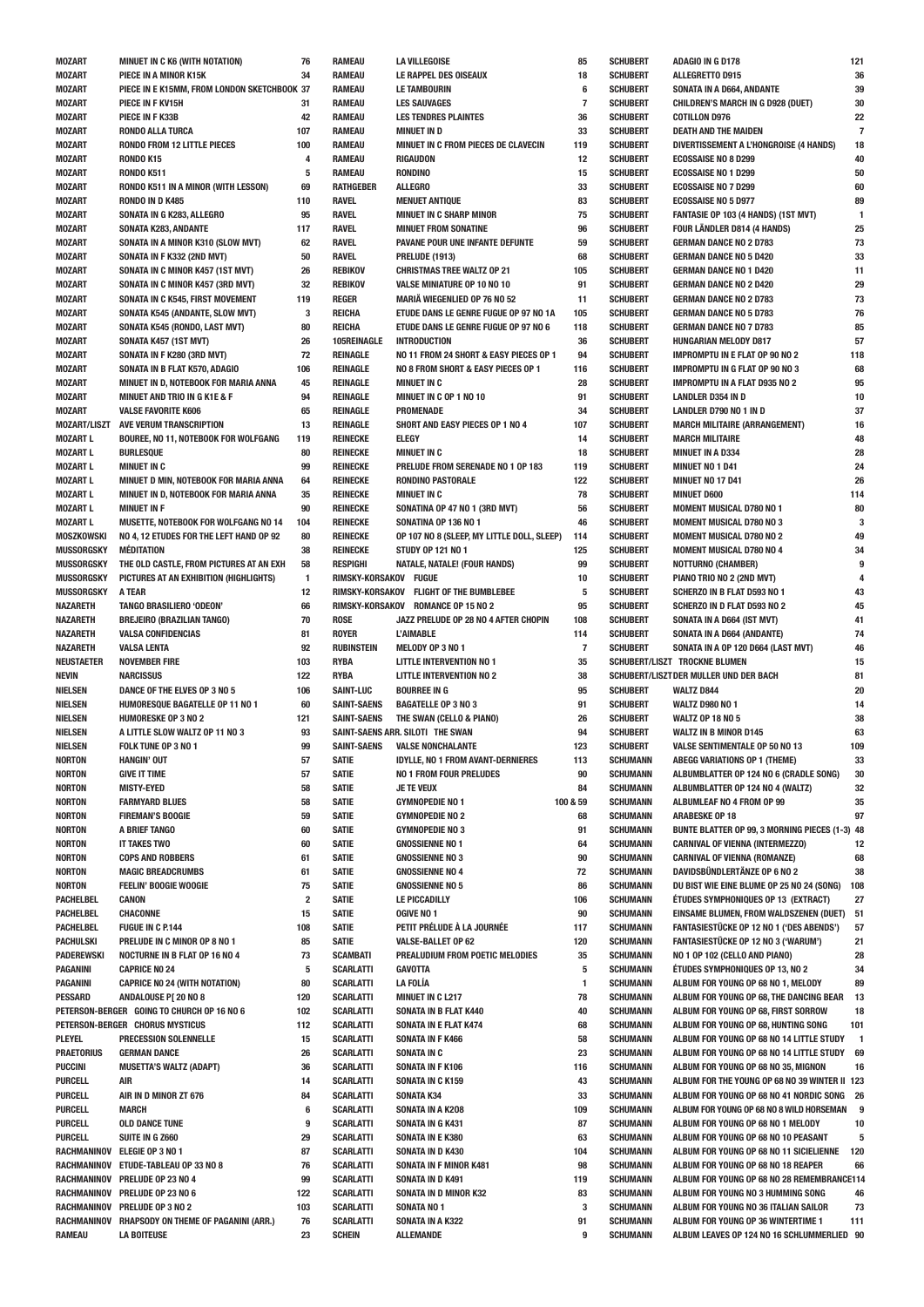| | | |
|---|---|---|
| MOZART | MINUET IN C K6 (WITH NOTATION) | 76 |
| MOZART | PIECE IN A MINOR K15K | 34 |
| MOZART | PIECE IN E K15MM, FROM LONDON SKETCHBOOK | 37 |
| MOZART | PIECE IN F KV15H | 31 |
| MOZART | PIECE IN F K33B | 42 |
| MOZART | RONDO ALLA TURCA | 107 |
| MOZART | RONDO FROM 12 LITTLE PIECES | 100 |
| MOZART | RONDO K15 | 4 |
| MOZART | RONDO K511 | 5 |
| MOZART | RONDO K511 IN A MINOR (WITH LESSON) | 69 |
| MOZART | RONDO IN D K485 | 110 |
| MOZART | SONATA IN G K283, ALLEGRO | 95 |
| MOZART | SONATA K283, ANDANTE | 117 |
| MOZART | SONATA IN A MINOR K310 (SLOW MVT) | 62 |
| MOZART | SONATA IN F K332 (2ND MVT) | 50 |
| MOZART | SONATA IN C MINOR K457 (1ST MVT) | 26 |
| MOZART | SONATA IN C MINOR K457 (3RD MVT) | 32 |
| MOZART | SONATA IN C K545, FIRST MOVEMENT | 119 |
| MOZART | SONATA K545 (ANDANTE, SLOW MVT) | 3 |
| MOZART | SONATA K545 (RONDO, LAST MVT) | 80 |
| MOZART | SONATA K457 (1ST MVT) | 26 |
| MOZART | SONATA IN F K280 (3RD MVT) | 72 |
| MOZART | SONATA IN B FLAT K570, ADAGIO | 106 |
| MOZART | MINUET IN D, NOTEBOOK FOR MARIA ANNA | 45 |
| MOZART | MINUET AND TRIO IN G K1E & F | 94 |
| MOZART | VALSE FAVORITE K606 | 65 |
| MOZART/LISZT | AVE VERUM TRANSCRIPTION | 13 |
| MOZART L | BOUREE, NO 11, NOTEBOOK FOR WOLFGANG | 119 |
| MOZART L | BURLESQUE | 80 |
| MOZART L | MINUET IN C | 99 |
| MOZART L | MINUET D MIN, NOTEBOOK FOR MARIA ANNA | 64 |
| MOZART L | MINUET IN D, NOTEBOOK FOR MARIA ANNA | 35 |
| MOZART L | MINUET IN F | 90 |
| MOZART L | MUSETTE, NOTEBOOK FOR WOLFGANG NO 14 | 104 |
| MOSZKOWSKI | NO 4, 12 ETUDES FOR THE LEFT HAND OP 92 | 80 |
| MUSSORGSKY | MÉDITATION | 38 |
| MUSSORGSKY | THE OLD CASTLE, FROM PICTURES AT AN EXH | 58 |
| MUSSORGSKY | PICTURES AT AN EXHIBITION (HIGHLIGHTS) | 1 |
| MUSSORGSKY | A TEAR | 12 |
| NAZARETH | TANGO BRASILIERO 'ODEON' | 66 |
| NAZARETH | BREJEIRO (BRAZILIAN TANGO) | 70 |
| NAZARETH | VALSA CONFIDENCIAS | 81 |
| NAZARETH | VALSA LENTA | 92 |
| NEUSTAETER | NOVEMBER FIRE | 103 |
| NEVIN | NARCISSUS | 122 |
| NIELSEN | DANCE OF THE ELVES OP 3 NO 5 | 106 |
| NIELSEN | HUMORESQUE BAGATELLE OP 11 NO 1 | 60 |
| NIELSEN | HUMORESKE OP 3 NO 2 | 121 |
| NIELSEN | A LITTLE SLOW WALTZ OP 11 NO 3 | 93 |
| NIELSEN | FOLK TUNE OP 3 NO 1 | 99 |
| NORTON | HANGIN' OUT | 57 |
| NORTON | GIVE IT TIME | 57 |
| NORTON | MISTY-EYED | 58 |
| NORTON | FARMYARD BLUES | 58 |
| NORTON | FIREMAN'S BOOGIE | 59 |
| NORTON | A BRIEF TANGO | 60 |
| NORTON | IT TAKES TWO | 60 |
| NORTON | COPS AND ROBBERS | 61 |
| NORTON | MAGIC BREADCRUMBS | 61 |
| NORTON | FEELIN' BOOGIE WOOGIE | 75 |
| PACHELBEL | CANON | 2 |
| PACHELBEL | CHACONNE | 15 |
| PACHELBEL | FUGUE IN C P.144 | 108 |
| PACHULSKI | PRELUDE IN C MINOR OP 8 NO 1 | 85 |
| PADEREWSKI | NOCTURNE IN B FLAT OP 16 NO 4 | 73 |
| PAGANINI | CAPRICE NO 24 | 5 |
| PAGANINI | CAPRICE NO 24 (WITH NOTATION) | 80 |
| PESSARD | ANDALOUSE P[ 20 NO 8 | 120 |
| PETERSON-BERGER | GOING TO CHURCH OP 16 NO 6 | 102 |
| PETERSON-BERGER | CHORUS MYSTICUS | 112 |
| PLEYEL | PRECESSION SOLENNELLE | 15 |
| PRAETORIUS | GERMAN DANCE | 26 |
| PUCCINI | MUSETTA'S WALTZ (ADAPT) | 36 |
| PURCELL | AIR | 14 |
| PURCELL | AIR IN D MINOR ZT 676 | 84 |
| PURCELL | MARCH | 6 |
| PURCELL | OLD DANCE TUNE | 9 |
| PURCELL | SUITE IN G Z660 | 29 |
| RACHMANINOV | ELEGIE OP 3 NO 1 | 87 |
| RACHMANINOV | ETUDE-TABLEAU OP 33 NO 8 | 76 |
| RACHMANINOV | PRELUDE OP 23 NO 4 | 99 |
| RACHMANINOV | PRELUDE OP 23 NO 6 | 122 |
| RACHMANINOV | PRELUDE OP 3 NO 2 | 103 |
| RACHMANINOV | RHAPSODY ON THEME OF PAGANINI (ARR.) | 76 |
| RAMEAU | LA BOITEUSE | 23 |
| RAMEAU | LA VILLEGOISE | 85 |
| RAMEAU | LE RAPPEL DES OISEAUX | 18 |
| RAMEAU | LE TAMBOURIN | 6 |
| RAMEAU | LES SAUVAGES | 7 |
| RAMEAU | LES TENDRES PLAINTES | 36 |
| RAMEAU | MINUET IN D | 33 |
| RAMEAU | MINUET IN C FROM PIECES DE CLAVECIN | 119 |
| RAMEAU | RIGAUDON | 12 |
| RAMEAU | RONDINO | 15 |
| RATHGEBER | ALLEGRO | 33 |
| RAVEL | MENUET ANTIQUE | 83 |
| RAVEL | MINUET IN C SHARP MINOR | 75 |
| RAVEL | MINUET FROM SONATINE | 96 |
| RAVEL | PAVANE POUR UNE INFANTE DEFUNTE | 59 |
| RAVEL | PRELUDE (1913) | 68 |
| REBIKOV | CHRISTMAS TREE WALTZ OP 21 | 105 |
| REBIKOV | VALSE MINIATURE OP 10 NO 10 | 91 |
| REGER | MARIÄ WIEGENLIED OP 76 NO 52 | 11 |
| REICHA | ETUDE DANS LE GENRE FUGUE OP 97 NO 1A | 105 |
| REICHA | ETUDE DANS LE GENRE FUGUE OP 97 NO 6 | 118 |
| 105REINAGLE | INTRODUCTION | 36 |
| REINAGLE | NO 11 FROM 24 SHORT & EASY PIECES OP 1 | 94 |
| REINAGLE | NO 8 FROM SHORT & EASY PIECES OP 1 | 116 |
| REINAGLE | MINUET IN C | 28 |
| REINAGLE | MINUET IN C OP 1 NO 10 | 91 |
| REINAGLE | PROMENADE | 34 |
| REINAGLE | SHORT AND EASY PIECES OP 1 NO 4 | 107 |
| REINECKE | ELEGY | 14 |
| REINECKE | MINUET IN C | 18 |
| REINECKE | PRELUDE FROM SERENADE NO 1 OP 183 | 119 |
| REINECKE | RONDINO PASTORALE | 122 |
| REINECKE | MINUET IN C | 78 |
| REINECKE | SONATINA OP 47 NO 1 (3RD MVT) | 56 |
| REINECKE | SONATINA OP 136 NO 1 | 46 |
| REINECKE | OP 107 NO 8 (SLEEP, MY LITTLE DOLL, SLEEP) | 114 |
| REINECKE | STUDY OP 121 NO 1 | 125 |
| RESPIGHI | NATALE, NATALE! (FOUR HANDS) | 99 |
| RIMSKY-KORSAKOV | FUGUE | 10 |
| RIMSKY-KORSAKOV | FLIGHT OF THE BUMBLEBEE | 5 |
| RIMSKY-KORSAKOV | ROMANCE OP 15 NO 2 | 95 |
| ROSE | JAZZ PRELUDE OP 28 NO 4 AFTER CHOPIN | 108 |
| ROYER | L'AIMABLE | 114 |
| RUBINSTEIN | MELODY OP 3 NO 1 | 7 |
| RYBA | LITTLE INTERVENTION NO 1 | 35 |
| RYBA | LITTLE INTERVENTION NO 2 | 38 |
| SAINT-LUC | BOURREE IN G | 95 |
| SAINT-SAENS | BAGATELLE OP 3 NO 3 | 91 |
| SAINT-SAENS | THE SWAN (CELLO & PIANO) | 26 |
| SAINT-SAENS ARR. SILOTI | THE SWAN | 94 |
| SAINT-SAENS | VALSE NONCHALANTE | 123 |
| SATIE | IDYLLE, NO 1 FROM AVANT-DERNIERES | 113 |
| SATIE | NO 1 FROM FOUR PRELUDES | 90 |
| SATIE | JE TE VEUX | 84 |
| SATIE | GYMNOPEDIE NO 1 | 100 & 59 |
| SATIE | GYMNOPEDIE NO 2 | 68 |
| SATIE | GYMNOPEDIE NO 3 | 91 |
| SATIE | GNOSSIENNE NO 1 | 64 |
| SATIE | GNOSSIENNE NO 3 | 90 |
| SATIE | GNOSSIENNE NO 4 | 72 |
| SATIE | GNOSSIENNE NO 5 | 86 |
| SATIE | LE PICCADILLY | 106 |
| SATIE | OGIVE NO 1 | 90 |
| SATIE | PETIT PRÉLUDE À LA JOURNÉE | 117 |
| SATIE | VALSE-BALLET OP 62 | 120 |
| SCAMBATI | PREALUDIUM FROM POETIC MELODIES | 35 |
| SCARLATTI | GAVOTTA | 5 |
| SCARLATTI | LA FOLÍA | 1 |
| SCARLATTI | MINUET IN C L217 | 78 |
| SCARLATTI | SONATA IN B FLAT K440 | 40 |
| SCARLATTI | SONATA IN E FLAT K474 | 68 |
| SCARLATTI | SONATA IN F K466 | 58 |
| SCARLATTI | SONATA IN C | 23 |
| SCARLATTI | SONATA IN F K106 | 116 |
| SCARLATTI | SONATA IN C K159 | 43 |
| SCARLATTI | SONATA K34 | 33 |
| SCARLATTI | SONATA IN A K208 | 109 |
| SCARLATTI | SONATA IN G K431 | 87 |
| SCARLATTI | SONATA IN E K380 | 63 |
| SCARLATTI | SONATA IN D K430 | 104 |
| SCARLATTI | SONATA IN F MINOR K481 | 98 |
| SCARLATTI | SONATA IN D K491 | 119 |
| SCARLATTI | SONATA IN D MINOR K32 | 83 |
| SCARLATTI | SONATA NO 1 | 3 |
| SCARLATTI | SONATA IN A K322 | 91 |
| SCHEIN | ALLEMANDE | 9 |
| SCHUBERT | ADAGIO IN G D178 | 121 |
| SCHUBERT | ALLEGRETTO D915 | 36 |
| SCHUBERT | SONATA IN A D664, ANDANTE | 39 |
| SCHUBERT | CHILDREN'S MARCH IN G D928 (DUET) | 30 |
| SCHUBERT | COTILLON D976 | 22 |
| SCHUBERT | DEATH AND THE MAIDEN | 7 |
| SCHUBERT | DIVERTISSEMENT A L'HONGROISE (4 HANDS) | 18 |
| SCHUBERT | ECOSSAISE NO 8 D299 | 40 |
| SCHUBERT | ECOSSAISE NO 1 D299 | 50 |
| SCHUBERT | ECOSSAISE NO 7 D299 | 60 |
| SCHUBERT | ECOSSAISE NO 5 D977 | 89 |
| SCHUBERT | FANTASIE OP 103 (4 HANDS) (1ST MVT) | 1 |
| SCHUBERT | FOUR LÄNDLER D814 (4 HANDS) | 25 |
| SCHUBERT | GERMAN DANCE NO 2 D783 | 73 |
| SCHUBERT | GERMAN DANCE NO 5 D420 | 33 |
| SCHUBERT | GERMAN DANCE NO 1 D420 | 11 |
| SCHUBERT | GERMAN DANCE NO 2 D420 | 29 |
| SCHUBERT | GERMAN DANCE NO 2 D783 | 73 |
| SCHUBERT | GERMAN DANCE NO 5 D783 | 76 |
| SCHUBERT | GERMAN DANCE NO 7 D783 | 85 |
| SCHUBERT | HUNGARIAN MELODY D817 | 57 |
| SCHUBERT | IMPROMPTU IN E FLAT OP 90 NO 2 | 118 |
| SCHUBERT | IMPROMPTU IN G FLAT OP 90 NO 3 | 68 |
| SCHUBERT | IMPROMPTU IN A FLAT D935 NO 2 | 95 |
| SCHUBERT | LANDLER D354 IN D | 10 |
| SCHUBERT | LANDLER D790 NO 1 IN D | 37 |
| SCHUBERT | MARCH MILITAIRE (ARRANGEMENT) | 16 |
| SCHUBERT | MARCH MILITAIRE | 48 |
| SCHUBERT | MINUET IN A D334 | 28 |
| SCHUBERT | MINUET NO 1 D41 | 24 |
| SCHUBERT | MINUET NO 17 D41 | 26 |
| SCHUBERT | MINUET D600 | 114 |
| SCHUBERT | MOMENT MUSICAL D780 NO 1 | 80 |
| SCHUBERT | MOMENT MUSICAL D780 NO 3 | 3 |
| SCHUBERT | MOMENT MUSICAL D780 NO 2 | 49 |
| SCHUBERT | MOMENT MUSICAL D780 NO 4 | 34 |
| SCHUBERT | NOTTURNO (CHAMBER) | 9 |
| SCHUBERT | PIANO TRIO NO 2 (2ND MVT) | 4 |
| SCHUBERT | SCHERZO IN B FLAT D593 NO 1 | 43 |
| SCHUBERT | SCHERZO IN D FLAT D593 NO 2 | 45 |
| SCHUBERT | SONATA IN A D664 (IST MVT) | 41 |
| SCHUBERT | SONATA IN A D664 (ANDANTE) | 74 |
| SCHUBERT | SONATA IN A OP 120 D664 (LAST MVT) | 46 |
| SCHUBERT/LISZT | TROCKNE BLUMEN | 15 |
| SCHUBERT/LISZT | DER MULLER UND DER BACH | 81 |
| SCHUBERT | WALTZ D844 | 20 |
| SCHUBERT | WALTZ D980 NO 1 | 14 |
| SCHUBERT | WALTZ OP 18 NO 5 | 38 |
| SCHUBERT | WALTZ IN B MINOR D145 | 63 |
| SCHUBERT | VALSE SENTIMENTALE OP 50 NO 13 | 109 |
| SCHUMANN | ABEGG VARIATIONS OP 1 (THEME) | 33 |
| SCHUMANN | ALBUMBLATTER OP 124 NO 6 (CRADLE SONG) | 30 |
| SCHUMANN | ALBUMBLATTER OP 124 NO 4 (WALTZ) | 32 |
| SCHUMANN | ALBUMLEAF NO 4 FROM OP 99 | 35 |
| SCHUMANN | ARABESKE OP 18 | 97 |
| SCHUMANN | BUNTE BLATTER OP 99, 3 MORNING PIECES (1-3) | 48 |
| SCHUMANN | CARNIVAL OF VIENNA (INTERMEZZO) | 12 |
| SCHUMANN | CARNIVAL OF VIENNA (ROMANZE) | 68 |
| SCHUMANN | DAVIDSBÜNDLERTÄNZE OP 6 NO 2 | 38 |
| SCHUMANN | DU BIST WIE EINE BLUME OP 25 NO 24 (SONG) | 108 |
| SCHUMANN | ÉTUDES SYMPHONIQUES OP 13 (EXTRACT) | 27 |
| SCHUMANN | EINSAME BLUMEN, FROM WALDSZENEN (DUET) | 51 |
| SCHUMANN | FANTASIESTÜCKE OP 12 NO 1 ('DES ABENDS') | 57 |
| SCHUMANN | FANTASIESTÜCKE OP 12 NO 3 ('WARUM') | 21 |
| SCHUMANN | NO 1 OP 102 (CELLO AND PIANO) | 28 |
| SCHUMANN | ÉTUDES SYMPHONIQUES OP 13, NO 2 | 34 |
| SCHUMANN | ALBUM FOR YOUNG OP 68 NO 1, MELODY | 89 |
| SCHUMANN | ALBUM FOR YOUNG OP 68, THE DANCING BEAR | 13 |
| SCHUMANN | ALBUM FOR YOUNG OP 68, FIRST SORROW | 18 |
| SCHUMANN | ALBUM FOR YOUNG OP 68, HUNTING SONG | 101 |
| SCHUMANN | ALBUM FOR YOUNG OP 68 NO 14 LITTLE STUDY | 1 |
| SCHUMANN | ALBUM FOR YOUNG OP 68 NO 14 LITTLE STUDY | 69 |
| SCHUMANN | ALBUM FOR YOUNG OP 68 NO 35, MIGNON | 16 |
| SCHUMANN | ALBUM FOR THE YOUNG OP 68 NO 39 WINTER II | 123 |
| SCHUMANN | ALBUM FOR YOUNG OP 68 NO 41 NORDIC SONG | 26 |
| SCHUMANN | ALBUM FOR YOUNG OP 68 NO 8 WILD HORSEMAN | 9 |
| SCHUMANN | ALBUM FOR YOUNG OP 68 NO 1 MELODY | 10 |
| SCHUMANN | ALBUM FOR YOUNG OP 68 NO 10 PEASANT | 5 |
| SCHUMANN | ALBUM FOR YOUNG OP 68 NO 11 SICIELIENNE | 120 |
| SCHUMANN | ALBUM FOR YOUNG OP 68 NO 18 REAPER | 66 |
| SCHUMANN | ALBUM FOR YOUNG OP 68 NO 28 REMEMBRANCE | 114 |
| SCHUMANN | ALBUM FOR YOUNG NO 3 HUMMING SONG | 46 |
| SCHUMANN | ALBUM FOR YOUNG NO 36 ITALIAN SAILOR | 73 |
| SCHUMANN | ALBUM FOR YOUNG OP 36 WINTERTIME 1 | 111 |
| SCHUMANN | ALBUM LEAVES OP 124 NO 16 SCHLUMMERLIED | 90 |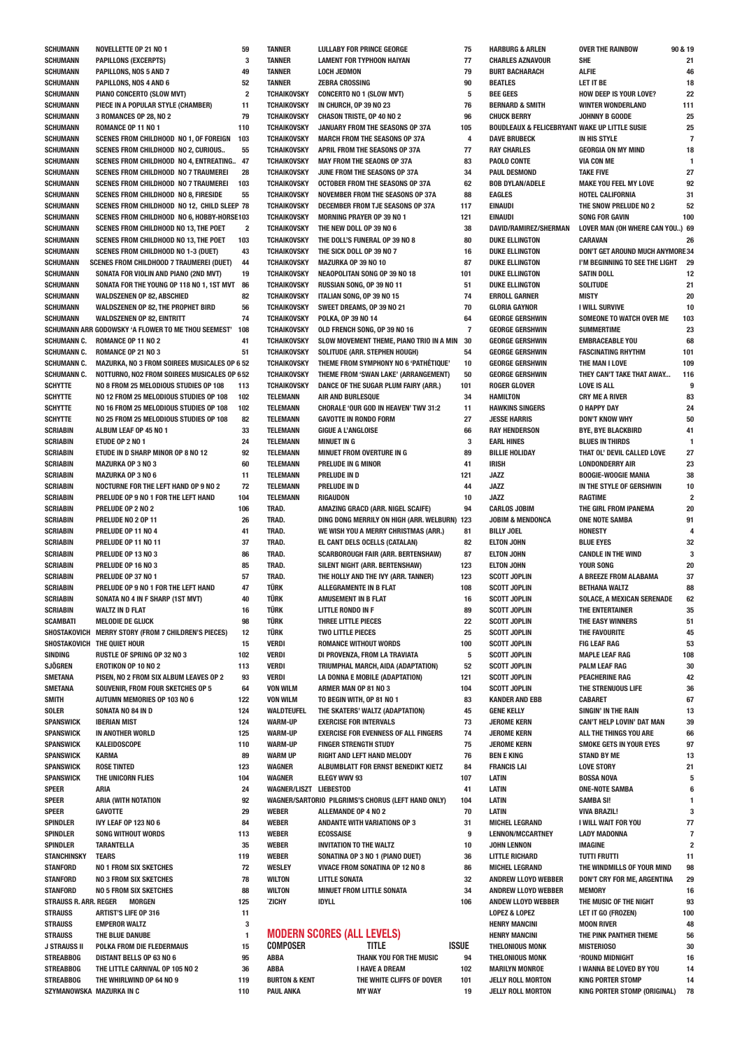| | | |
|---|---|---|
| SCHUMANN | NOVELLETTE OP 21 NO 1 | 59 |
| SCHUMANN | PAPILLONS (EXCERPTS) | 3 |
| SCHUMANN | PAPILLONS, NOS 5 AND 7 | 49 |
| SCHUMANN | PAPILLONS, NOS 4 AND 6 | 52 |
| SCHUMANN | PIANO CONCERTO (SLOW MVT) | 2 |
| SCHUMANN | PIECE IN A POPULAR STYLE (CHAMBER) | 11 |
| SCHUMANN | 3 ROMANCES OP 28, NO 2 | 79 |
| SCHUMANN | ROMANCE OP 11 NO 1 | 110 |
| SCHUMANN | SCENES FROM CHILDHOOD NO 1, OF FOREIGN | 103 |
| SCHUMANN | SCENES FROM CHILDHOOD NO 2, CURIOUS.. | 55 |
| SCHUMANN | SCENES FROM CHILDHOOD NO 4, ENTREATING.. | 47 |
| SCHUMANN | SCENES FROM CHILDHOOD NO 7 TRAUMEREI | 28 |
| SCHUMANN | SCENES FROM CHILDHOOD NO 7 TRAUMEREI | 103 |
| SCHUMANN | SCENES FROM CHILDHOOD NO 8, FIRESIDE | 55 |
| SCHUMANN | SCENES FROM CHILDHOOD NO 12, CHILD SLEEP | 78 |
| SCHUMANN | SCENES FROM CHILDHOOD NO 6, HOBBY-HORSE | 103 |
| SCHUMANN | SCENES FROM CHILDHOOD NO 13, THE POET | 2 |
| SCHUMANN | SCENES FROM CHILDHOOD NO 13, THE POET | 103 |
| SCHUMANN | SCENES FROM CHILDHOOD NO 1-3 (DUET) | 43 |
| SCHUMANN | SCENES FROM CHILDHOOD 7 TRAUMEREI (DUET) | 44 |
| SCHUMANN | SONATA FOR VIOLIN AND PIANO (2ND MVT) | 19 |
| SCHUMANN | SONATA FOR THE YOUNG OP 118 NO 1, 1ST MVT | 86 |
| SCHUMANN | WALDSZENEN OP 82, ABSCHIED | 82 |
| SCHUMANN | WALDSZENEN OP 82, THE PROPHET BIRD | 56 |
| SCHUMANN | WALDSZENEN OP 82, EINTRITT | 74 |
| SCHUMANN ARR GODOWSKY | 'A FLOWER TO ME THOU SEEMEST' | 108 |
| SCHUMANN C. | ROMANCE OP 11 NO 2 | 41 |
| SCHUMANN C. | ROMANCE OP 21 NO 3 | 51 |
| SCHUMANN C. | MAZURKA, NO 3 FROM SOIREES MUSICALES OP 6 | 52 |
| SCHUMANN C. | NOTTURNO, NO2 FROM SOIREES MUSICALES OP 6 | 52 |
| SCHYTTE | NO 8 FROM 25 MELODIOUS STUDIES OP 108 | 113 |
| SCHYTTE | NO 12 FROM 25 MELODIOUS STUDIES OP 108 | 102 |
| SCHYTTE | NO 16 FROM 25 MELODIOUS STUDIES OP 108 | 102 |
| SCHYTTE | NO 25 FROM 25 MELODIOUS STUDIES OP 108 | 82 |
| SCRIABIN | ALBUM LEAF OP 45 NO 1 | 33 |
| SCRIABIN | ETUDE OP 2 NO 1 | 24 |
| SCRIABIN | ETUDE IN D SHARP MINOR OP 8 NO 12 | 92 |
| SCRIABIN | MAZURKA OP 3 NO 3 | 60 |
| SCRIABIN | MAZURKA OP 3 NO 6 | 11 |
| SCRIABIN | NOCTURNE FOR THE LEFT HAND OP 9 NO 2 | 72 |
| SCRIABIN | PRELUDE OP 9 NO 1 FOR THE LEFT HAND | 104 |
| SCRIABIN | PRELUDE OP 2 NO 2 | 106 |
| SCRIABIN | PRELUDE NO 2 OP 11 | 26 |
| SCRIABIN | PRELUDE OP 11 NO 4 | 41 |
| SCRIABIN | PRELUDE OP 11 NO 11 | 37 |
| SCRIABIN | PRELUDE OP 13 NO 3 | 86 |
| SCRIABIN | PRELUDE OP 16 NO 3 | 85 |
| SCRIABIN | PRELUDE OP 37 NO 1 | 57 |
| SCRIABIN | PRELUDE OP 9 NO 1 FOR THE LEFT HAND | 47 |
| SCRIABIN | SONATA NO 4 IN F SHARP (1ST MVT) | 40 |
| SCRIABIN | WALTZ IN D FLAT | 16 |
| SCAMBATI | MELODIE DE GLUCK | 98 |
| SHOSTAKOVICH | MERRY STORY (FROM 7 CHILDREN'S PIECES) | 12 |
| SHOSTAKOVICH | THE QUIET HOUR | 15 |
| SINDING | RUSTLE OF SPRING OP 32 NO 3 | 102 |
| SJÖGREN | EROTIKON OP 10 NO 2 | 113 |
| SMETANA | PISEN, NO 2 FROM SIX ALBUM LEAVES OP 2 | 93 |
| SMETANA | SOUVENIR, FROM FOUR SKETCHES OP 5 | 64 |
| SMITH | AUTUMN MEMORIES OP 103 NO 6 | 122 |
| SOLER | SONATA NO 84 IN D | 124 |
| SPANSWICK | IBERIAN MIST | 124 |
| SPANSWICK | IN ANOTHER WORLD | 125 |
| SPANSWICK | KALEIDOSCOPE | 110 |
| SPANSWICK | KARMA | 89 |
| SPANSWICK | ROSE TINTED | 123 |
| SPANSWICK | THE UNICORN FLIES | 104 |
| SPEER | ARIA | 24 |
| SPEER | ARIA (WITH NOTATION | 92 |
| SPEER | GAVOTTE | 29 |
| SPINDLER | IVY LEAF OP 123 NO 6 | 84 |
| SPINDLER | SONG WITHOUT WORDS | 113 |
| SPINDLER | TARANTELLA | 35 |
| STANCHINSKY | TEARS | 119 |
| STANFORD | NO 1 FROM SIX SKETCHES | 72 |
| STANFORD | NO 3 FROM SIX SKETCHES | 78 |
| STANFORD | NO 5 FROM SIX SKETCHES | 88 |
| STRAUSS R. ARR. REGER | MORGEN | 125 |
| STRAUSS | ARTIST'S LIFE OP 316 | 11 |
| STRAUSS | EMPEROR WALTZ | 3 |
| STRAUSS | THE BLUE DANUBE | 1 |
| J STRAUSS II | POLKA FROM DIE FLEDERMAUS | 15 |
| STREABBOG | DISTANT BELLS OP 63 NO 6 | 95 |
| STREABBOG | THE LITTLE CARNIVAL OP 105 NO 2 | 36 |
| STREABBOG | THE WHIRLWIND OP 64 NO 9 | 119 |
| SZYMANOWSKA | MAZURKA IN C | 110 |
| TANNER | LULLABY FOR PRINCE GEORGE | 75 |
| TANNER | LAMENT FOR TYPHOON HAIYAN | 77 |
| TANNER | LOCH JEDMON | 79 |
| TANNER | ZEBRA CROSSING | 90 |
| TCHAIKOVSKY | CONCERTO NO 1 (SLOW MVT) | 5 |
| TCHAIKOVSKY | IN CHURCH, OP 39 NO 23 | 76 |
| TCHAIKOVSKY | CHASON TRISTE, OP 40 NO 2 | 96 |
| TCHAIKOVSKY | JANUARY FROM THE SEASONS OP 37A | 105 |
| TCHAIKOVSKY | MARCH FROM THE SEASONS OP 37A | 4 |
| TCHAIKOVSKY | APRIL FROM THE SEASONS OP 37A | 77 |
| TCHAIKOVSKY | MAY FROM THE SEAONS OP 37A | 83 |
| TCHAIKOVSKY | JUNE FROM THE SEASONS OP 37A | 34 |
| TCHAIKOVSKY | OCTOBER FROM THE SEASONS OP 37A | 62 |
| TCHAIKOVSKY | NOVEMBER FROM THE SEASONS OP 37A | 88 |
| TCHAIKOVSKY | DECEMBER FROM TJE SEASONS OP 37A | 117 |
| TCHAIKOVSKY | MORNING PRAYER OP 39 NO 1 | 121 |
| TCHAIKOVSKY | THE NEW DOLL OP 39 NO 6 | 38 |
| TCHAIKOVSKY | THE DOLL'S FUNERAL OP 39 NO 8 | 80 |
| TCHAIKOVSKY | THE SICK DOLL OP 39 NO 7 | 16 |
| TCHAIKOVSKY | MAZURKA OP 39 NO 10 | 87 |
| TCHAIKOVSKY | NEAOPOLITAN SONG OP 39 NO 18 | 101 |
| TCHAIKOVSKY | RUSSIAN SONG, OP 39 NO 11 | 51 |
| TCHAIKOVSKY | ITALIAN SONG, OP 39 NO 15 | 74 |
| TCHAIKOVSKY | SWEET DREAMS, OP 39 NO 21 | 70 |
| TCHAIKOVSKY | POLKA, OP 39 NO 14 | 64 |
| TCHAIKOVSKY | OLD FRENCH SONG, OP 39 NO 16 | 7 |
| TCHAIKOVSKY | SLOW MOVEMENT THEME, PIANO TRIO IN A MIN | 30 |
| TCHAIKOVSKY | SOLITUDE (ARR. STEPHEN HOUGH) | 54 |
| TCHAIKOVSKY | THEME FROM SYMPHONY NO 6 'PATHÉTIQUE' | 10 |
| TCHAIKOVSKY | THEME FROM 'SWAN LAKE' (ARRANGEMENT) | 50 |
| TCHAIKOVSKY | DANCE OF THE SUGAR PLUM FAIRY (ARR.) | 101 |
| TELEMANN | AIR AND BURLESQUE | 34 |
| TELEMANN | CHORALE 'OUR GOD IN HEAVEN' TWV 31:2 | 11 |
| TELEMANN | GAVOTTE IN RONDO FORM | 27 |
| TELEMANN | GIGUE A L'ANGLOISE | 66 |
| TELEMANN | MINUET IN G | 3 |
| TELEMANN | MINUET FROM OVERTURE IN G | 89 |
| TELEMANN | PRELUDE IN G MINOR | 41 |
| TELEMANN | PRELUDE IN D | 121 |
| TELEMANN | PRELUDE IN D | 44 |
| TELEMANN | RIGAUDON | 10 |
| TRAD. | AMAZING GRACD (ARR. NIGEL SCAIFE) | 94 |
| TRAD. | DING DONG MERRILY ON HIGH (ARR. WELBURN) | 123 |
| TRAD. | WE WISH YOU A MERRY CHRISTMAS (ARR.) | 81 |
| TRAD. | EL CANT DELS OCELLS (CATALAN) | 82 |
| TRAD. | SCARBOROUGH FAIR (ARR. BERTENSHAW) | 87 |
| TRAD. | SILENT NIGHT (ARR. BERTENSHAW) | 123 |
| TRAD. | THE HOLLY AND THE IVY (ARR. TANNER) | 123 |
| TÜRK | ALLEGRAMENTE IN B FLAT | 108 |
| TÜRK | AMUSEMENT IN B FLAT | 16 |
| TÜRK | LITTLE RONDO IN F | 89 |
| TÜRK | THREE LITTLE PIECES | 22 |
| TÜRK | TWO LITTLE PIECES | 25 |
| VERDI | ROMANCE WITHOUT WORDS | 100 |
| VERDI | DI PROVENZA, FROM LA TRAVIATA | 5 |
| VERDI | TRIUMPHAL MARCH, AIDA (ADAPTATION) | 52 |
| VERDI | LA DONNA E MOBILE (ADAPTATION) | 121 |
| VON WILM | ARMER MAN OP 81 NO 3 | 104 |
| VON WILM | TO BEGIN WITH, OP 81 NO 1 | 83 |
| WALDTEUFEL | THE SKATERS' WALTZ (ADAPTATION) | 45 |
| WARM-UP | EXERCISE FOR INTERVALS | 73 |
| WARM-UP | EXERCISE FOR EVENNESS OF ALL FINGERS | 74 |
| WARM-UP | FINGER STRENGTH STUDY | 75 |
| WARM UP | RIGHT AND LEFT HAND MELODY | 76 |
| WAGNER | ALBUMBLATT FOR ERNST BENEDIKT KIETZ | 84 |
| WAGNER | ELEGY WWV 93 | 107 |
| WAGNER/LISZT | LIEBESTOD | 41 |
| WAGNER/SARTORIO | PILGRIMS'S CHORUS (LEFT HAND ONLY) | 104 |
| WEBER | ALLEMANDE OP 4 NO 2 | 70 |
| WEBER | ANDANTE WITH VARIATIONS OP 3 | 31 |
| WEBER | ECOSSAISE | 9 |
| WEBER | INVITATION TO THE WALTZ | 10 |
| WEBER | SONATINA OP 3 NO 1 (PIANO DUET) | 36 |
| WESLEY | VIVACE FROM SONATINA OP 12 NO 8 | 86 |
| WILTON | LITTLE SONATA | 32 |
| WILTON | MINUET FROM LITTLE SONATA | 34 |
| ŻICHY | IDYLL | 106 |

## MODERN SCORES (ALL LEVELS)

| COMPOSER | TITLE | ISSUE |
|---|---|---|
| ABBA | THANK YOU FOR THE MUSIC | 94 |
| ABBA | I HAVE A DREAM | 102 |
| BURTON & KENT | THE WHITE CLIFFS OF DOVER | 101 |
| PAUL ANKA | MY WAY | 19 |
| HARBURG & ARLEN | OVER THE RAINBOW | 90 & 19 |
| CHARLES AZNAVOUR | SHE | 21 |
| BURT BACHARACH | ALFIE | 46 |
| BEATLES | LET IT BE | 18 |
| BEE GEES | HOW DEEP IS YOUR LOVE? | 22 |
| BERNARD & SMITH | WINTER WONDERLAND | 111 |
| CHUCK BERRY | JOHNNY B GOODE | 25 |
| BOUDLEAUX & FELICEBRYANT | WAKE UP LITTLE SUSIE | 25 |
| DAVE BRUBECK | IN HIS STYLE | 7 |
| RAY CHARLES | GEORGIA ON MY MIND | 18 |
| PAOLO CONTE | VIA CON ME | 1 |
| PAUL DESMOND | TAKE FIVE | 27 |
| BOB DYLAN/ADELE | MAKE YOU FEEL MY LOVE | 92 |
| EAGLES | HOTEL CALIFORNIA | 31 |
| EINAUDI | THE SNOW PRELUDE NO 2 | 52 |
| EINAUDI | SONG FOR GAVIN | 100 |
| DAVID/RAMIREZ/SHERMAN | LOVER MAN (OH WHERE CAN YOU..) | 69 |
| DUKE ELLINGTON | CARAVAN | 26 |
| DUKE ELLINGTON | DON'T GET AROUND MUCH ANYMORE | 34 |
| DUKE ELLINGTON | I'M BEGINNING TO SEE THE LIGHT | 29 |
| DUKE ELLINGTON | SATIN DOLL | 12 |
| DUKE ELLINGTON | SOLITUDE | 21 |
| ERROLL GARNER | MISTY | 20 |
| GLORIA GAYNOR | I WILL SURVIVE | 10 |
| GEORGE GERSHWIN | SOMEONE TO WATCH OVER ME | 103 |
| GEORGE GERSHWIN | SUMMERTIME | 23 |
| GEORGE GERSHWIN | EMBRACEABLE YOU | 68 |
| GEORGE GERSHWIN | FASCINATING RHYTHM | 101 |
| GEORGE GERSHWIN | THE MAN I LOVE | 109 |
| GEORGE GERSHWIN | THEY CAN'T TAKE THAT AWAY... | 116 |
| ROGER GLOVER | LOVE IS ALL | 9 |
| HAMILTON | CRY ME A RIVER | 83 |
| HAWKINS SINGERS | O HAPPY DAY | 24 |
| JESSE HARRIS | DON'T KNOW WHY | 50 |
| RAY HENDERSON | BYE, BYE BLACKBIRD | 41 |
| EARL HINES | BLUES IN THIRDS | 1 |
| BILLIE HOLIDAY | THAT OL' DEVIL CALLED LOVE | 27 |
| IRISH | LONDONDERRY AIR | 23 |
| JAZZ | BOOGIE-WOOGIE MANIA | 38 |
| JAZZ | IN THE STYLE OF GERSHWIN | 10 |
| JAZZ | RAGTIME | 2 |
| CARLOS JOBIM | THE GIRL FROM IPANEMA | 20 |
| JOBIM & MENDONCA | ONE NOTE SAMBA | 91 |
| BILLY JOEL | HONESTY | 4 |
| ELTON JOHN | BLUE EYES | 32 |
| ELTON JOHN | CANDLE IN THE WIND | 3 |
| ELTON JOHN | YOUR SONG | 20 |
| SCOTT JOPLIN | A BREEZE FROM ALABAMA | 37 |
| SCOTT JOPLIN | BETHANA WALTZ | 88 |
| SCOTT JOPLIN | SOLACE, A MEXICAN SERENADE | 62 |
| SCOTT JOPLIN | THE ENTERTAINER | 35 |
| SCOTT JOPLIN | THE EASY WINNERS | 51 |
| SCOTT JOPLIN | THE FAVOURITE | 45 |
| SCOTT JOPLIN | FIG LEAF RAG | 53 |
| SCOTT JOPLIN | MAPLE LEAF RAG | 108 |
| SCOTT JOPLIN | PALM LEAF RAG | 30 |
| SCOTT JOPLIN | PEACHERINE RAG | 42 |
| SCOTT JOPLIN | THE STRENUOUS LIFE | 36 |
| KANDER AND EBB | CABARET | 67 |
| GENE KELLY | SINGIN' IN THE RAIN | 13 |
| JEROME KERN | CAN'T HELP LOVIN' DAT MAN | 39 |
| JEROME KERN | ALL THE THINGS YOU ARE | 66 |
| JEROME KERN | SMOKE GETS IN YOUR EYES | 97 |
| BEN E KING | STAND BY ME | 13 |
| FRANCIS LAI | LOVE STORY | 21 |
| LATIN | BOSSA NOVA | 5 |
| LATIN | ONE-NOTE SAMBA | 6 |
| LATIN | SAMBA SI! | 1 |
| LATIN | VIVA BRAZIL! | 3 |
| MICHEL LEGRAND | I WILL WAIT FOR YOU | 77 |
| LENNON/MCCARTNEY | LADY MADONNA | 7 |
| JOHN LENNON | IMAGINE | 2 |
| LITTLE RICHARD | TUTTI FRUTTI | 11 |
| MICHEL LEGRAND | THE WINDMILLS OF YOUR MIND | 98 |
| ANDREW LLOYD WEBBER | DON'T CRY FOR ME, ARGENTINA | 29 |
| ANDREW LLOYD WEBBER | MEMORY | 16 |
| ANDEW LLOYD WEBBER | THE MUSIC OF THE NIGHT | 93 |
| LOPEZ & LOPEZ | LET IT GO (FROZEN) | 100 |
| HENRY MANCINI | MOON RIVER | 48 |
| HENRY MANCINI | THE PINK PANTHER THEME | 56 |
| THELONIOUS MONK | MISTERIOSO | 30 |
| THELONIOUS MONK | 'ROUND MIDNIGHT | 16 |
| MARILYN MONROE | I WANNA BE LOVED BY YOU | 14 |
| JELLY ROLL MORTON | KING PORTER STOMP | 14 |
| JELLY ROLL MORTON | KING PORTER STOMP (ORIGINAL) | 78 |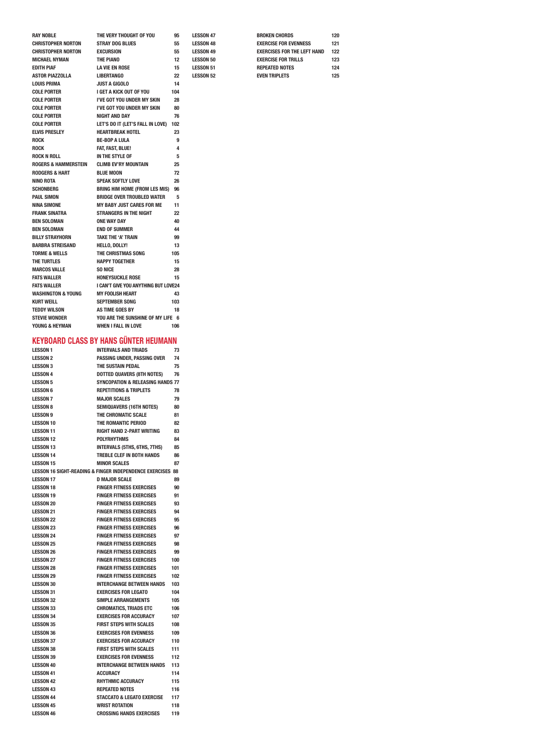| | | |
|---|---|---|
| RAY NOBLE | THE VERY THOUGHT OF YOU | 95 |
| CHRISTOPHER NORTON | STRAY DOG BLUES | 55 |
| CHRISTOPHER NORTON | EXCURSION | 55 |
| MICHAEL NYMAN | THE PIANO | 12 |
| EDITH PIAF | LA VIE EN ROSE | 15 |
| ASTOR PIAZZOLLA | LIBERTANGO | 22 |
| LOUIS PRIMA | JUST A GIGOLO | 14 |
| COLE PORTER | I GET A KICK OUT OF YOU | 104 |
| COLE PORTER | I'VE GOT YOU UNDER MY SKIN | 28 |
| COLE PORTER | I'VE GOT YOU UNDER MY SKIN | 80 |
| COLE PORTER | NIGHT AND DAY | 76 |
| COLE PORTER | LET'S DO IT (LET'S FALL IN LOVE) | 102 |
| ELVIS PRESLEY | HEARTBREAK HOTEL | 23 |
| ROCK | BE-BOP A LULA | 9 |
| ROCK | FAT, FAST, BLUE! | 4 |
| ROCK N ROLL | IN THE STYLE OF | 5 |
| ROGERS & HAMMERSTEIN | CLIMB EV'RY MOUNTAIN | 25 |
| RODGERS & HART | BLUE MOON | 72 |
| NINO ROTA | SPEAK SOFTLY LOVE | 26 |
| SCHONBERG | BRING HIM HOME (FROM LES MIS) | 96 |
| PAUL SIMON | BRIDGE OVER TROUBLED WATER | 5 |
| NINA SIMONE | MY BABY JUST CARES FOR ME | 11 |
| FRANK SINATRA | STRANGERS IN THE NIGHT | 22 |
| BEN SOLOMAN | ONE WAY DAY | 40 |
| BEN SOLOMAN | END OF SUMMER | 44 |
| BILLY STRAYHORN | TAKE THE 'A' TRAIN | 99 |
| BARBRA STREISAND | HELLO, DOLLY! | 13 |
| TORME & WELLS | THE CHRISTMAS SONG | 105 |
| THE TURTLES | HAPPY TOGETHER | 15 |
| MARCOS VALLE | SO NICE | 28 |
| FATS WALLER | HONEYSUCKLE ROSE | 15 |
| FATS WALLER | I CAN'T GIVE YOU ANYTHING BUT LOVE | 24 |
| WASHINGTON & YOUNG | MY FOOLISH HEART | 43 |
| KURT WEILL | SEPTEMBER SONG | 103 |
| TEDDY WILSON | AS TIME GOES BY | 18 |
| STEVIE WONDER | YOU ARE THE SUNSHINE OF MY LIFE | 6 |
| YOUNG & HEYMAN | WHEN I FALL IN LOVE | 106 |

## KEYBOARD CLASS BY HANS GÜNTER HEUMANN

| | | |
|---|---|---|
| LESSON 1 | INTERVALS AND TRIADS | 73 |
| LESSON 2 | PASSING UNDER, PASSING OVER | 74 |
| LESSON 3 | THE SUSTAIN PEDAL | 75 |
| LESSON 4 | DOTTED QUAVERS (8TH NOTES) | 76 |
| LESSON 5 | SYNCOPATION & RELEASING HANDS | 77 |
| LESSON 6 | REPETITIONS & TRIPLETS | 78 |
| LESSON 7 | MAJOR SCALES | 79 |
| LESSON 8 | SEMIQUAVERS (16TH NOTES) | 80 |
| LESSON 9 | THE CHROMATIC SCALE | 81 |
| LESSON 10 | THE ROMANTIC PERIOD | 82 |
| LESSON 11 | RIGHT HAND 2-PART WRITING | 83 |
| LESSON 12 | POLYRHYTHMS | 84 |
| LESSON 13 | INTERVALS (5THS, 6THS, 7THS) | 85 |
| LESSON 14 | TREBLE CLEF IN BOTH HANDS | 86 |
| LESSON 15 | MINOR SCALES | 87 |
| LESSON 16 | SIGHT-READING & FINGER INDEPENDENCE EXERCISES | 88 |
| LESSON 17 | D MAJOR SCALE | 89 |
| LESSON 18 | FINGER FITNESS EXERCISES | 90 |
| LESSON 19 | FINGER FITNESS EXERCISES | 91 |
| LESSON 20 | FINGER FITNESS EXERCISES | 93 |
| LESSON 21 | FINGER FITNESS EXERCISES | 94 |
| LESSON 22 | FINGER FITNESS EXERCISES | 95 |
| LESSON 23 | FINGER FITNESS EXERCISES | 96 |
| LESSON 24 | FINGER FITNESS EXERCISES | 97 |
| LESSON 25 | FINGER FITNESS EXERCISES | 98 |
| LESSON 26 | FINGER FITNESS EXERCISES | 99 |
| LESSON 27 | FINGER FITNESS EXERCISES | 100 |
| LESSON 28 | FINGER FITNESS EXERCISES | 101 |
| LESSON 29 | FINGER FITNESS EXERCISES | 102 |
| LESSON 30 | INTERCHANGE BETWEEN HANDS | 103 |
| LESSON 31 | EXERCISES FOR LEGATO | 104 |
| LESSON 32 | SIMPLE ARRANGEMENTS | 105 |
| LESSON 33 | CHROMATICS, TRIADS ETC | 106 |
| LESSON 34 | EXERCISES FOR ACCURACY | 107 |
| LESSON 35 | FIRST STEPS WITH SCALES | 108 |
| LESSON 36 | EXERCISES FOR EVENNESS | 109 |
| LESSON 37 | EXERCISES FOR ACCURACY | 110 |
| LESSON 38 | FIRST STEPS WITH SCALES | 111 |
| LESSON 39 | EXERCISES FOR EVENNESS | 112 |
| LESSON 40 | INTERCHANGE BETWEEN HANDS | 113 |
| LESSON 41 | ACCURACY | 114 |
| LESSON 42 | RHYTHMIC ACCURACY | 115 |
| LESSON 43 | REPEATED NOTES | 116 |
| LESSON 44 | STACCATO & LEGATO EXERCISE | 117 |
| LESSON 45 | WRIST ROTATION | 118 |
| LESSON 46 | CROSSING HANDS EXERCISES | 119 |
| LESSON 47 | BROKEN CHORDS | 120 |
| LESSON 48 | EXERCISE FOR EVENNESS | 121 |
| LESSON 49 | EXERCISES FOR THE LEFT HAND | 122 |
| LESSON 50 | EXERCISE FOR TRILLS | 123 |
| LESSON 51 | REPEATED NOTES | 124 |
| LESSON 52 | EVEN TRIPLETS | 125 |